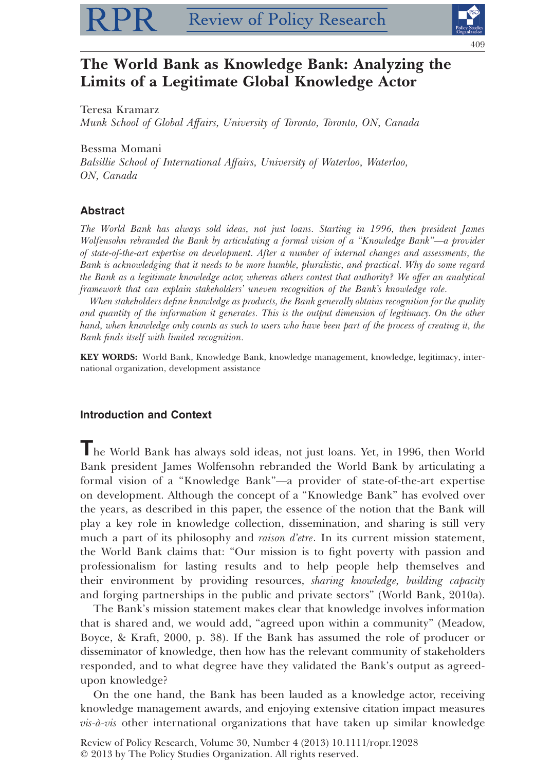# The World Bank as Knowledge Bank: Analyzing the Limits of a Legitimate Global Knowledge Actor

Teresa Kramarz
*Munk School of Global Affairs, University of Toronto, Toronto, ON, Canada*

Bessma Momani
*Balsillie School of International Affairs, University of Waterloo, Waterloo, ON, Canada*

## Abstract

*The World Bank has always sold ideas, not just loans. Starting in 1996, then president James Wolfensohn rebranded the Bank by articulating a formal vision of a "Knowledge Bank"—a provider of state-of-the-art expertise on development. After a number of internal changes and assessments, the Bank is acknowledging that it needs to be more humble, pluralistic, and practical. Why do some regard the Bank as a legitimate knowledge actor, whereas others contest that authority? We offer an analytical framework that can explain stakeholders' uneven recognition of the Bank's knowledge role.*

*When stakeholders define knowledge as products, the Bank generally obtains recognition for the quality and quantity of the information it generates. This is the output dimension of legitimacy. On the other hand, when knowledge only counts as such to users who have been part of the process of creating it, the Bank finds itself with limited recognition.*

**KEY WORDS:** World Bank, Knowledge Bank, knowledge management, knowledge, legitimacy, international organization, development assistance

## Introduction and Context

The World Bank has always sold ideas, not just loans. Yet, in 1996, then World Bank president James Wolfensohn rebranded the World Bank by articulating a formal vision of a "Knowledge Bank"—a provider of state-of-the-art expertise on development. Although the concept of a "Knowledge Bank" has evolved over the years, as described in this paper, the essence of the notion that the Bank will play a key role in knowledge collection, dissemination, and sharing is still very much a part of its philosophy and *raison d'etre*. In its current mission statement, the World Bank claims that: "Our mission is to fight poverty with passion and professionalism for lasting results and to help people help themselves and their environment by providing resources, *sharing knowledge, building capacity* and forging partnerships in the public and private sectors" (World Bank, 2010a).

The Bank's mission statement makes clear that knowledge involves information that is shared and, we would add, "agreed upon within a community" (Meadow, Boyce, & Kraft, 2000, p. 38). If the Bank has assumed the role of producer or disseminator of knowledge, then how has the relevant community of stakeholders responded, and to what degree have they validated the Bank's output as agreed-upon knowledge?

On the one hand, the Bank has been lauded as a knowledge actor, receiving knowledge management awards, and enjoying extensive citation impact measures *vis-à-vis* other international organizations that have taken up similar knowledge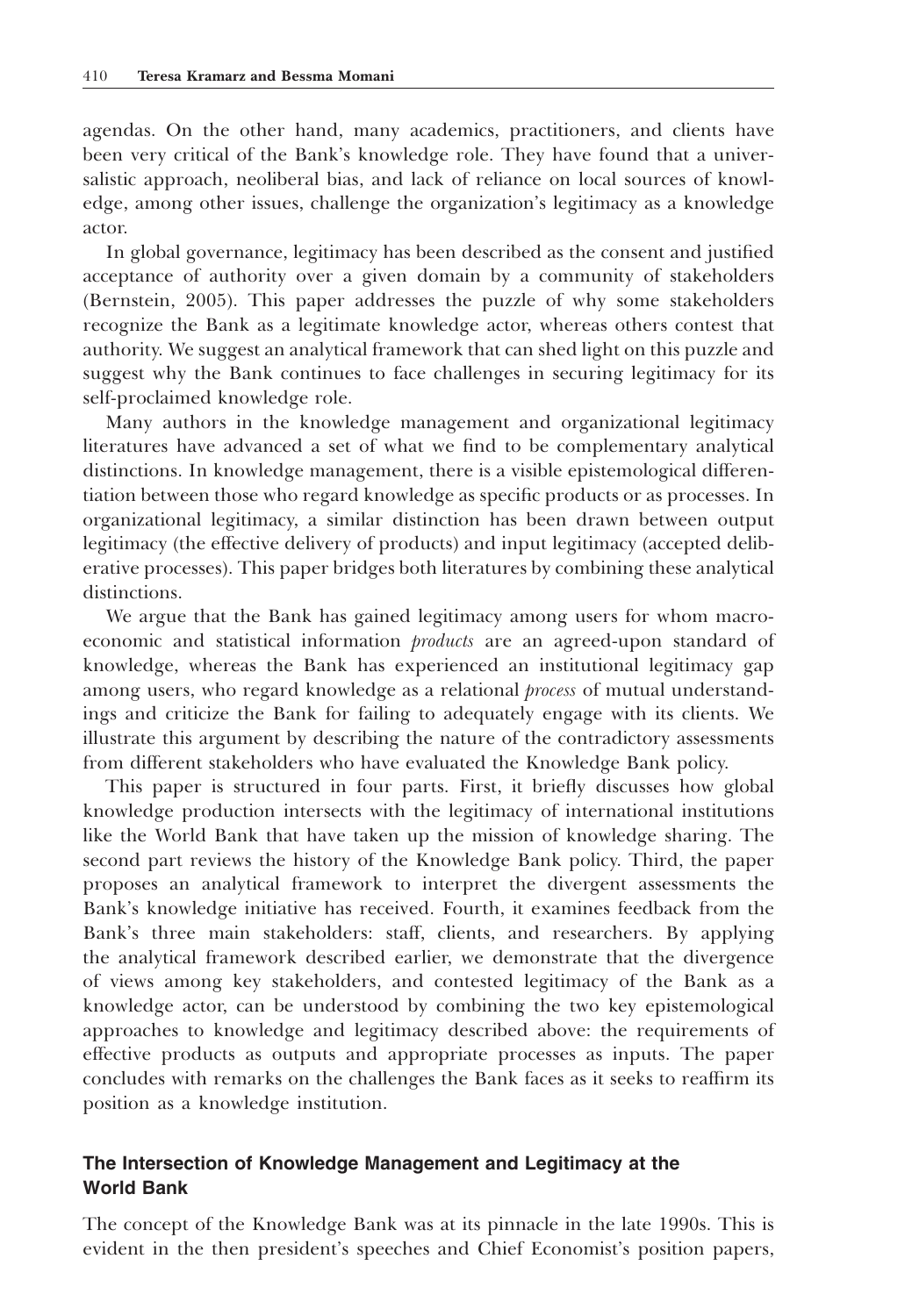agendas. On the other hand, many academics, practitioners, and clients have been very critical of the Bank's knowledge role. They have found that a universalistic approach, neoliberal bias, and lack of reliance on local sources of knowledge, among other issues, challenge the organization's legitimacy as a knowledge actor.

In global governance, legitimacy has been described as the consent and justified acceptance of authority over a given domain by a community of stakeholders (Bernstein, 2005). This paper addresses the puzzle of why some stakeholders recognize the Bank as a legitimate knowledge actor, whereas others contest that authority. We suggest an analytical framework that can shed light on this puzzle and suggest why the Bank continues to face challenges in securing legitimacy for its self-proclaimed knowledge role.

Many authors in the knowledge management and organizational legitimacy literatures have advanced a set of what we find to be complementary analytical distinctions. In knowledge management, there is a visible epistemological differentiation between those who regard knowledge as specific products or as processes. In organizational legitimacy, a similar distinction has been drawn between output legitimacy (the effective delivery of products) and input legitimacy (accepted deliberative processes). This paper bridges both literatures by combining these analytical distinctions.

We argue that the Bank has gained legitimacy among users for whom macroeconomic and statistical information *products* are an agreed-upon standard of knowledge, whereas the Bank has experienced an institutional legitimacy gap among users, who regard knowledge as a relational *process* of mutual understandings and criticize the Bank for failing to adequately engage with its clients. We illustrate this argument by describing the nature of the contradictory assessments from different stakeholders who have evaluated the Knowledge Bank policy.

This paper is structured in four parts. First, it briefly discusses how global knowledge production intersects with the legitimacy of international institutions like the World Bank that have taken up the mission of knowledge sharing. The second part reviews the history of the Knowledge Bank policy. Third, the paper proposes an analytical framework to interpret the divergent assessments the Bank's knowledge initiative has received. Fourth, it examines feedback from the Bank's three main stakeholders: staff, clients, and researchers. By applying the analytical framework described earlier, we demonstrate that the divergence of views among key stakeholders, and contested legitimacy of the Bank as a knowledge actor, can be understood by combining the two key epistemological approaches to knowledge and legitimacy described above: the requirements of effective products as outputs and appropriate processes as inputs. The paper concludes with remarks on the challenges the Bank faces as it seeks to reaffirm its position as a knowledge institution.

## The Intersection of Knowledge Management and Legitimacy at the World Bank

The concept of the Knowledge Bank was at its pinnacle in the late 1990s. This is evident in the then president's speeches and Chief Economist's position papers,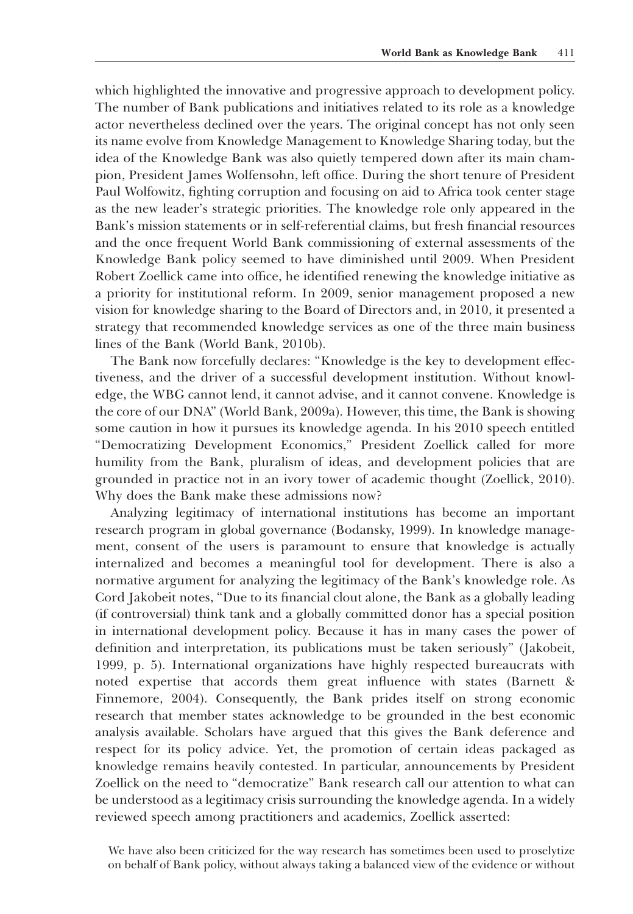which highlighted the innovative and progressive approach to development policy. The number of Bank publications and initiatives related to its role as a knowledge actor nevertheless declined over the years. The original concept has not only seen its name evolve from Knowledge Management to Knowledge Sharing today, but the idea of the Knowledge Bank was also quietly tempered down after its main champion, President James Wolfensohn, left office. During the short tenure of President Paul Wolfowitz, fighting corruption and focusing on aid to Africa took center stage as the new leader's strategic priorities. The knowledge role only appeared in the Bank's mission statements or in self-referential claims, but fresh financial resources and the once frequent World Bank commissioning of external assessments of the Knowledge Bank policy seemed to have diminished until 2009. When President Robert Zoellick came into office, he identified renewing the knowledge initiative as a priority for institutional reform. In 2009, senior management proposed a new vision for knowledge sharing to the Board of Directors and, in 2010, it presented a strategy that recommended knowledge services as one of the three main business lines of the Bank (World Bank, 2010b).

The Bank now forcefully declares: "Knowledge is the key to development effectiveness, and the driver of a successful development institution. Without knowledge, the WBG cannot lend, it cannot advise, and it cannot convene. Knowledge is the core of our DNA" (World Bank, 2009a). However, this time, the Bank is showing some caution in how it pursues its knowledge agenda. In his 2010 speech entitled "Democratizing Development Economics," President Zoellick called for more humility from the Bank, pluralism of ideas, and development policies that are grounded in practice not in an ivory tower of academic thought (Zoellick, 2010). Why does the Bank make these admissions now?

Analyzing legitimacy of international institutions has become an important research program in global governance (Bodansky, 1999). In knowledge management, consent of the users is paramount to ensure that knowledge is actually internalized and becomes a meaningful tool for development. There is also a normative argument for analyzing the legitimacy of the Bank's knowledge role. As Cord Jakobeit notes, "Due to its financial clout alone, the Bank as a globally leading (if controversial) think tank and a globally committed donor has a special position in international development policy. Because it has in many cases the power of definition and interpretation, its publications must be taken seriously" (Jakobeit, 1999, p. 5). International organizations have highly respected bureaucrats with noted expertise that accords them great influence with states (Barnett & Finnemore, 2004). Consequently, the Bank prides itself on strong economic research that member states acknowledge to be grounded in the best economic analysis available. Scholars have argued that this gives the Bank deference and respect for its policy advice. Yet, the promotion of certain ideas packaged as knowledge remains heavily contested. In particular, announcements by President Zoellick on the need to "democratize" Bank research call our attention to what can be understood as a legitimacy crisis surrounding the knowledge agenda. In a widely reviewed speech among practitioners and academics, Zoellick asserted:

> We have also been criticized for the way research has sometimes been used to proselytize on behalf of Bank policy, without always taking a balanced view of the evidence or without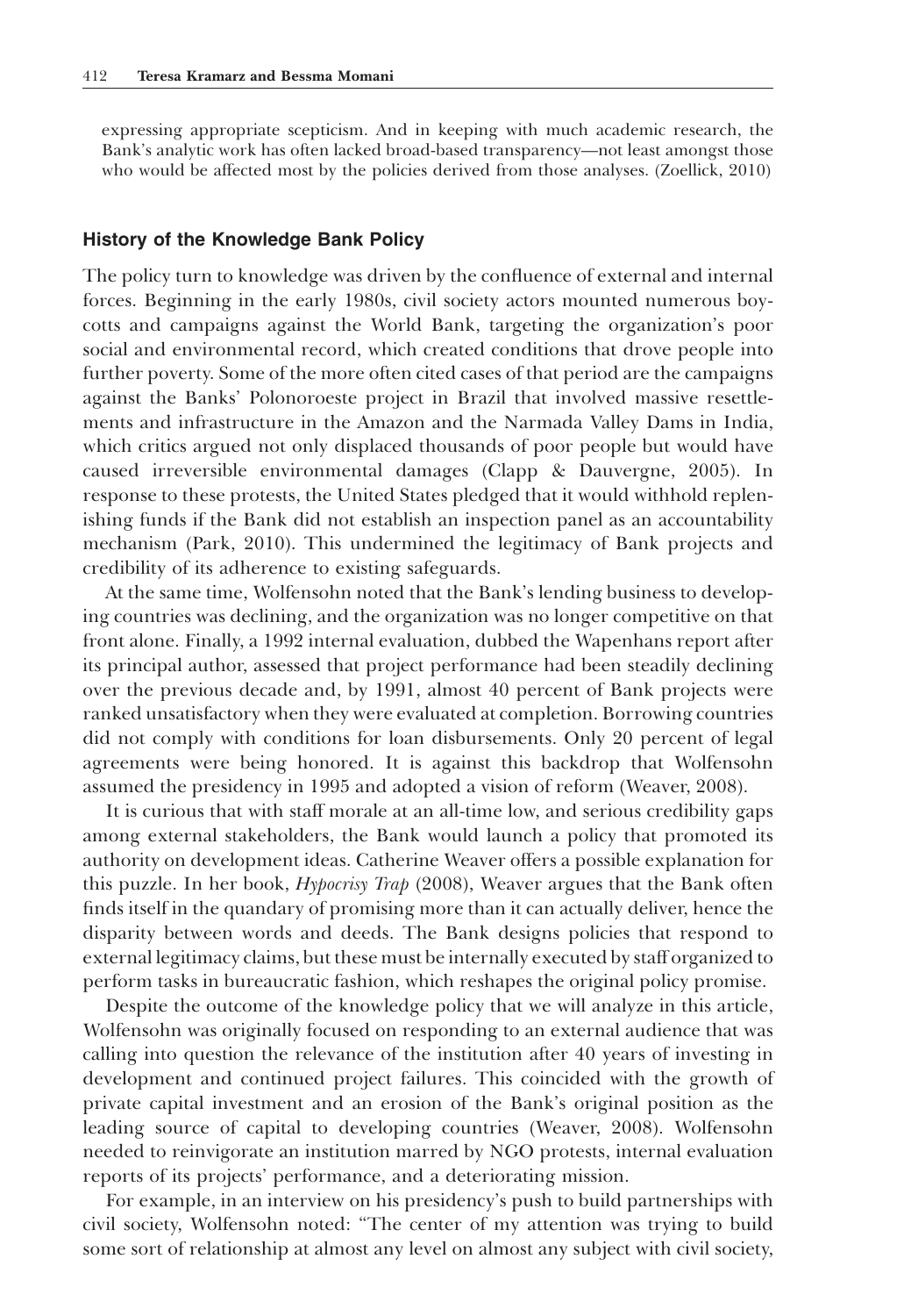expressing appropriate scepticism. And in keeping with much academic research, the Bank's analytic work has often lacked broad-based transparency—not least amongst those who would be affected most by the policies derived from those analyses. (Zoellick, 2010)

### History of the Knowledge Bank Policy

The policy turn to knowledge was driven by the confluence of external and internal forces. Beginning in the early 1980s, civil society actors mounted numerous boycotts and campaigns against the World Bank, targeting the organization's poor social and environmental record, which created conditions that drove people into further poverty. Some of the more often cited cases of that period are the campaigns against the Banks' Polonoroeste project in Brazil that involved massive resettlements and infrastructure in the Amazon and the Narmada Valley Dams in India, which critics argued not only displaced thousands of poor people but would have caused irreversible environmental damages (Clapp & Dauvergne, 2005). In response to these protests, the United States pledged that it would withhold replenishing funds if the Bank did not establish an inspection panel as an accountability mechanism (Park, 2010). This undermined the legitimacy of Bank projects and credibility of its adherence to existing safeguards.

At the same time, Wolfensohn noted that the Bank's lending business to developing countries was declining, and the organization was no longer competitive on that front alone. Finally, a 1992 internal evaluation, dubbed the Wapenhans report after its principal author, assessed that project performance had been steadily declining over the previous decade and, by 1991, almost 40 percent of Bank projects were ranked unsatisfactory when they were evaluated at completion. Borrowing countries did not comply with conditions for loan disbursements. Only 20 percent of legal agreements were being honored. It is against this backdrop that Wolfensohn assumed the presidency in 1995 and adopted a vision of reform (Weaver, 2008).

It is curious that with staff morale at an all-time low, and serious credibility gaps among external stakeholders, the Bank would launch a policy that promoted its authority on development ideas. Catherine Weaver offers a possible explanation for this puzzle. In her book, *Hypocrisy Trap* (2008), Weaver argues that the Bank often finds itself in the quandary of promising more than it can actually deliver, hence the disparity between words and deeds. The Bank designs policies that respond to external legitimacy claims, but these must be internally executed by staff organized to perform tasks in bureaucratic fashion, which reshapes the original policy promise.

Despite the outcome of the knowledge policy that we will analyze in this article, Wolfensohn was originally focused on responding to an external audience that was calling into question the relevance of the institution after 40 years of investing in development and continued project failures. This coincided with the growth of private capital investment and an erosion of the Bank's original position as the leading source of capital to developing countries (Weaver, 2008). Wolfensohn needed to reinvigorate an institution marred by NGO protests, internal evaluation reports of its projects' performance, and a deteriorating mission.

For example, in an interview on his presidency's push to build partnerships with civil society, Wolfensohn noted: "The center of my attention was trying to build some sort of relationship at almost any level on almost any subject with civil society,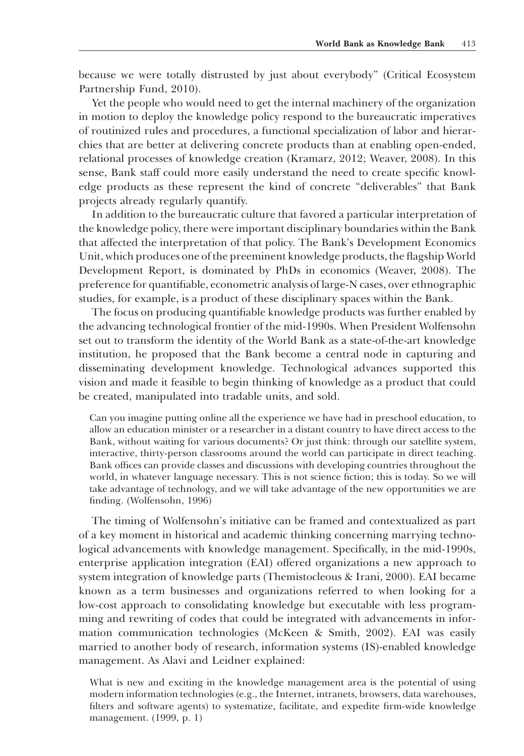because we were totally distrusted by just about everybody" (Critical Ecosystem Partnership Fund, 2010).

Yet the people who would need to get the internal machinery of the organization in motion to deploy the knowledge policy respond to the bureaucratic imperatives of routinized rules and procedures, a functional specialization of labor and hierarchies that are better at delivering concrete products than at enabling open-ended, relational processes of knowledge creation (Kramarz, 2012; Weaver, 2008). In this sense, Bank staff could more easily understand the need to create specific knowledge products as these represent the kind of concrete "deliverables" that Bank projects already regularly quantify.

In addition to the bureaucratic culture that favored a particular interpretation of the knowledge policy, there were important disciplinary boundaries within the Bank that affected the interpretation of that policy. The Bank's Development Economics Unit, which produces one of the preeminent knowledge products, the flagship World Development Report, is dominated by PhDs in economics (Weaver, 2008). The preference for quantifiable, econometric analysis of large-N cases, over ethnographic studies, for example, is a product of these disciplinary spaces within the Bank.

The focus on producing quantifiable knowledge products was further enabled by the advancing technological frontier of the mid-1990s. When President Wolfensohn set out to transform the identity of the World Bank as a state-of-the-art knowledge institution, he proposed that the Bank become a central node in capturing and disseminating development knowledge. Technological advances supported this vision and made it feasible to begin thinking of knowledge as a product that could be created, manipulated into tradable units, and sold.

> Can you imagine putting online all the experience we have had in preschool education, to allow an education minister or a researcher in a distant country to have direct access to the Bank, without waiting for various documents? Or just think: through our satellite system, interactive, thirty-person classrooms around the world can participate in direct teaching. Bank offices can provide classes and discussions with developing countries throughout the world, in whatever language necessary. This is not science fiction; this is today. So we will take advantage of technology, and we will take advantage of the new opportunities we are finding. (Wolfensohn, 1996)

The timing of Wolfensohn's initiative can be framed and contextualized as part of a key moment in historical and academic thinking concerning marrying technological advancements with knowledge management. Specifically, in the mid-1990s, enterprise application integration (EAI) offered organizations a new approach to system integration of knowledge parts (Themistocleous & Irani, 2000). EAI became known as a term businesses and organizations referred to when looking for a low-cost approach to consolidating knowledge but executable with less programming and rewriting of codes that could be integrated with advancements in information communication technologies (McKeen & Smith, 2002). EAI was easily married to another body of research, information systems (IS)-enabled knowledge management. As Alavi and Leidner explained:

> What is new and exciting in the knowledge management area is the potential of using modern information technologies (e.g., the Internet, intranets, browsers, data warehouses, filters and software agents) to systematize, facilitate, and expedite firm-wide knowledge management. (1999, p. 1)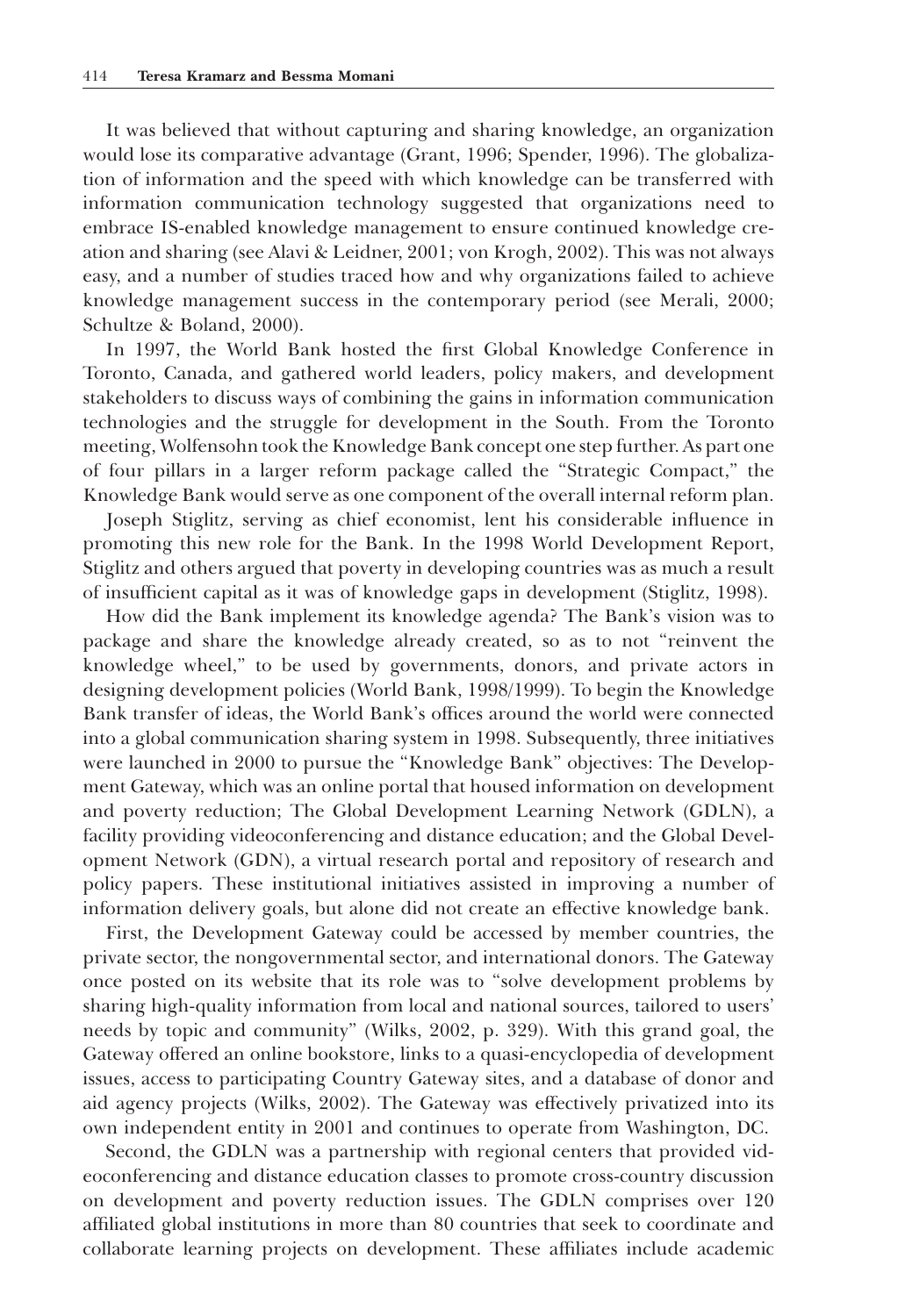It was believed that without capturing and sharing knowledge, an organization would lose its comparative advantage (Grant, 1996; Spender, 1996). The globalization of information and the speed with which knowledge can be transferred with information communication technology suggested that organizations need to embrace IS-enabled knowledge management to ensure continued knowledge creation and sharing (see Alavi & Leidner, 2001; von Krogh, 2002). This was not always easy, and a number of studies traced how and why organizations failed to achieve knowledge management success in the contemporary period (see Merali, 2000; Schultze & Boland, 2000).

In 1997, the World Bank hosted the first Global Knowledge Conference in Toronto, Canada, and gathered world leaders, policy makers, and development stakeholders to discuss ways of combining the gains in information communication technologies and the struggle for development in the South. From the Toronto meeting, Wolfensohn took the Knowledge Bank concept one step further. As part one of four pillars in a larger reform package called the "Strategic Compact," the Knowledge Bank would serve as one component of the overall internal reform plan.

Joseph Stiglitz, serving as chief economist, lent his considerable influence in promoting this new role for the Bank. In the 1998 World Development Report, Stiglitz and others argued that poverty in developing countries was as much a result of insufficient capital as it was of knowledge gaps in development (Stiglitz, 1998).

How did the Bank implement its knowledge agenda? The Bank's vision was to package and share the knowledge already created, so as to not "reinvent the knowledge wheel," to be used by governments, donors, and private actors in designing development policies (World Bank, 1998/1999). To begin the Knowledge Bank transfer of ideas, the World Bank's offices around the world were connected into a global communication sharing system in 1998. Subsequently, three initiatives were launched in 2000 to pursue the "Knowledge Bank" objectives: The Development Gateway, which was an online portal that housed information on development and poverty reduction; The Global Development Learning Network (GDLN), a facility providing videoconferencing and distance education; and the Global Development Network (GDN), a virtual research portal and repository of research and policy papers. These institutional initiatives assisted in improving a number of information delivery goals, but alone did not create an effective knowledge bank.

First, the Development Gateway could be accessed by member countries, the private sector, the nongovernmental sector, and international donors. The Gateway once posted on its website that its role was to "solve development problems by sharing high-quality information from local and national sources, tailored to users' needs by topic and community" (Wilks, 2002, p. 329). With this grand goal, the Gateway offered an online bookstore, links to a quasi-encyclopedia of development issues, access to participating Country Gateway sites, and a database of donor and aid agency projects (Wilks, 2002). The Gateway was effectively privatized into its own independent entity in 2001 and continues to operate from Washington, DC.

Second, the GDLN was a partnership with regional centers that provided videoconferencing and distance education classes to promote cross-country discussion on development and poverty reduction issues. The GDLN comprises over 120 affiliated global institutions in more than 80 countries that seek to coordinate and collaborate learning projects on development. These affiliates include academic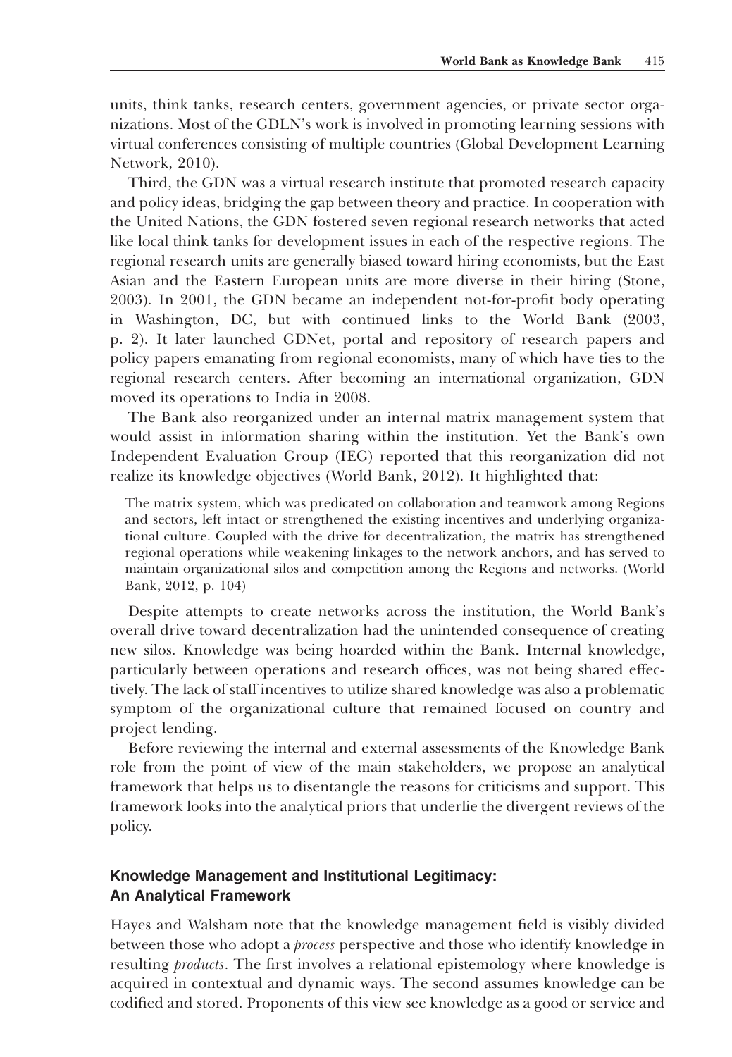units, think tanks, research centers, government agencies, or private sector organizations. Most of the GDLN's work is involved in promoting learning sessions with virtual conferences consisting of multiple countries (Global Development Learning Network, 2010).

Third, the GDN was a virtual research institute that promoted research capacity and policy ideas, bridging the gap between theory and practice. In cooperation with the United Nations, the GDN fostered seven regional research networks that acted like local think tanks for development issues in each of the respective regions. The regional research units are generally biased toward hiring economists, but the East Asian and the Eastern European units are more diverse in their hiring (Stone, 2003). In 2001, the GDN became an independent not-for-profit body operating in Washington, DC, but with continued links to the World Bank (2003, p. 2). It later launched GDNet, portal and repository of research papers and policy papers emanating from regional economists, many of which have ties to the regional research centers. After becoming an international organization, GDN moved its operations to India in 2008.

The Bank also reorganized under an internal matrix management system that would assist in information sharing within the institution. Yet the Bank's own Independent Evaluation Group (IEG) reported that this reorganization did not realize its knowledge objectives (World Bank, 2012). It highlighted that:

> The matrix system, which was predicated on collaboration and teamwork among Regions and sectors, left intact or strengthened the existing incentives and underlying organizational culture. Coupled with the drive for decentralization, the matrix has strengthened regional operations while weakening linkages to the network anchors, and has served to maintain organizational silos and competition among the Regions and networks. (World Bank, 2012, p. 104)

Despite attempts to create networks across the institution, the World Bank's overall drive toward decentralization had the unintended consequence of creating new silos. Knowledge was being hoarded within the Bank. Internal knowledge, particularly between operations and research offices, was not being shared effectively. The lack of staff incentives to utilize shared knowledge was also a problematic symptom of the organizational culture that remained focused on country and project lending.

Before reviewing the internal and external assessments of the Knowledge Bank role from the point of view of the main stakeholders, we propose an analytical framework that helps us to disentangle the reasons for criticisms and support. This framework looks into the analytical priors that underlie the divergent reviews of the policy.

## Knowledge Management and Institutional Legitimacy: An Analytical Framework

Hayes and Walsham note that the knowledge management field is visibly divided between those who adopt a *process* perspective and those who identify knowledge in resulting *products*. The first involves a relational epistemology where knowledge is acquired in contextual and dynamic ways. The second assumes knowledge can be codified and stored. Proponents of this view see knowledge as a good or service and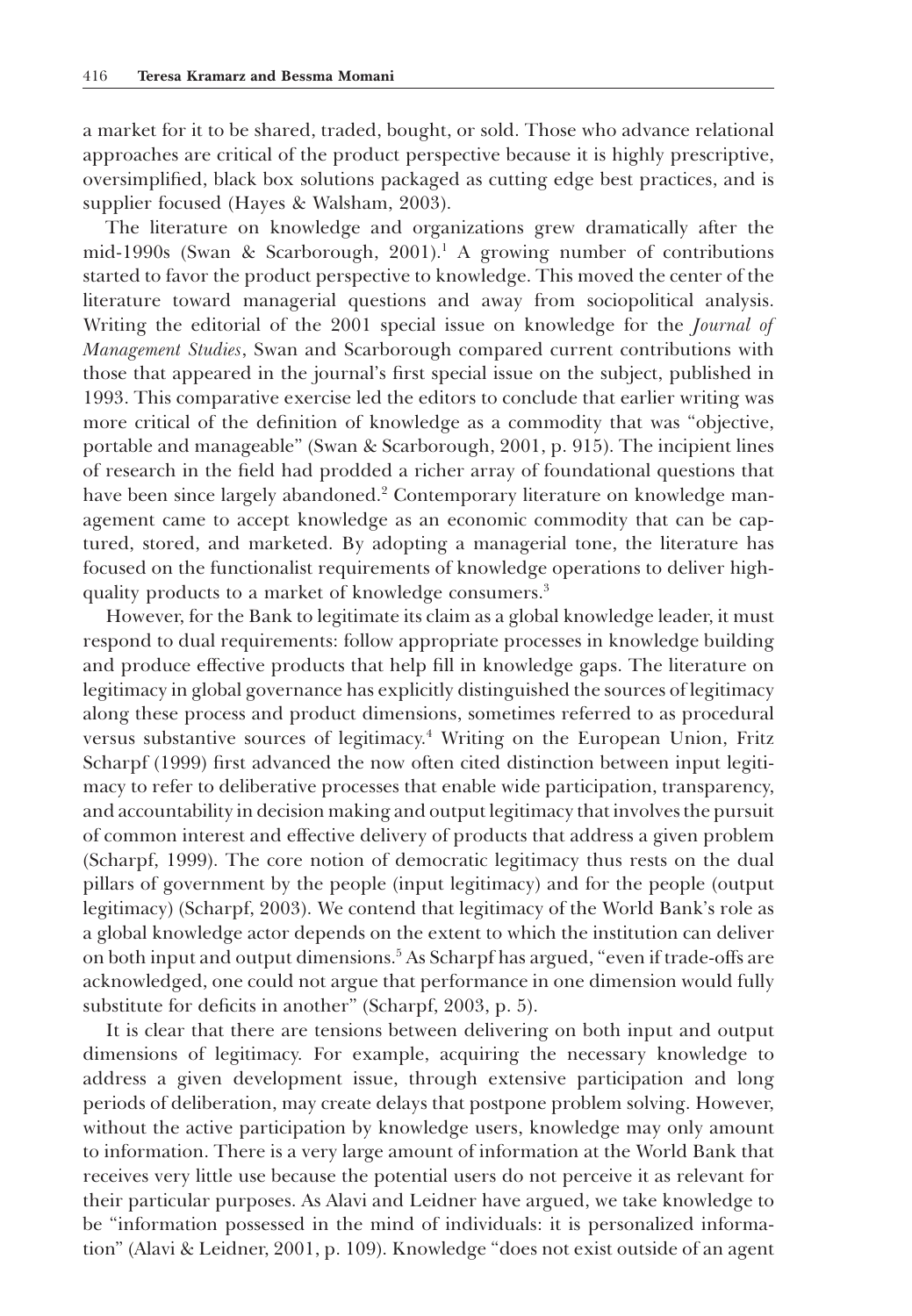a market for it to be shared, traded, bought, or sold. Those who advance relational approaches are critical of the product perspective because it is highly prescriptive, oversimplified, black box solutions packaged as cutting edge best practices, and is supplier focused (Hayes & Walsham, 2003).

The literature on knowledge and organizations grew dramatically after the mid-1990s (Swan & Scarborough, 2001).[1] A growing number of contributions started to favor the product perspective to knowledge. This moved the center of the literature toward managerial questions and away from sociopolitical analysis. Writing the editorial of the 2001 special issue on knowledge for the *Journal of Management Studies*, Swan and Scarborough compared current contributions with those that appeared in the journal's first special issue on the subject, published in 1993. This comparative exercise led the editors to conclude that earlier writing was more critical of the definition of knowledge as a commodity that was "objective, portable and manageable" (Swan & Scarborough, 2001, p. 915). The incipient lines of research in the field had prodded a richer array of foundational questions that have been since largely abandoned.[2] Contemporary literature on knowledge management came to accept knowledge as an economic commodity that can be captured, stored, and marketed. By adopting a managerial tone, the literature has focused on the functionalist requirements of knowledge operations to deliver high-quality products to a market of knowledge consumers.[3]

However, for the Bank to legitimate its claim as a global knowledge leader, it must respond to dual requirements: follow appropriate processes in knowledge building and produce effective products that help fill in knowledge gaps. The literature on legitimacy in global governance has explicitly distinguished the sources of legitimacy along these process and product dimensions, sometimes referred to as procedural versus substantive sources of legitimacy.[4] Writing on the European Union, Fritz Scharpf (1999) first advanced the now often cited distinction between input legitimacy to refer to deliberative processes that enable wide participation, transparency, and accountability in decision making and output legitimacy that involves the pursuit of common interest and effective delivery of products that address a given problem (Scharpf, 1999). The core notion of democratic legitimacy thus rests on the dual pillars of government by the people (input legitimacy) and for the people (output legitimacy) (Scharpf, 2003). We contend that legitimacy of the World Bank's role as a global knowledge actor depends on the extent to which the institution can deliver on both input and output dimensions.[5] As Scharpf has argued, "even if trade-offs are acknowledged, one could not argue that performance in one dimension would fully substitute for deficits in another" (Scharpf, 2003, p. 5).

It is clear that there are tensions between delivering on both input and output dimensions of legitimacy. For example, acquiring the necessary knowledge to address a given development issue, through extensive participation and long periods of deliberation, may create delays that postpone problem solving. However, without the active participation by knowledge users, knowledge may only amount to information. There is a very large amount of information at the World Bank that receives very little use because the potential users do not perceive it as relevant for their particular purposes. As Alavi and Leidner have argued, we take knowledge to be "information possessed in the mind of individuals: it is personalized information" (Alavi & Leidner, 2001, p. 109). Knowledge "does not exist outside of an agent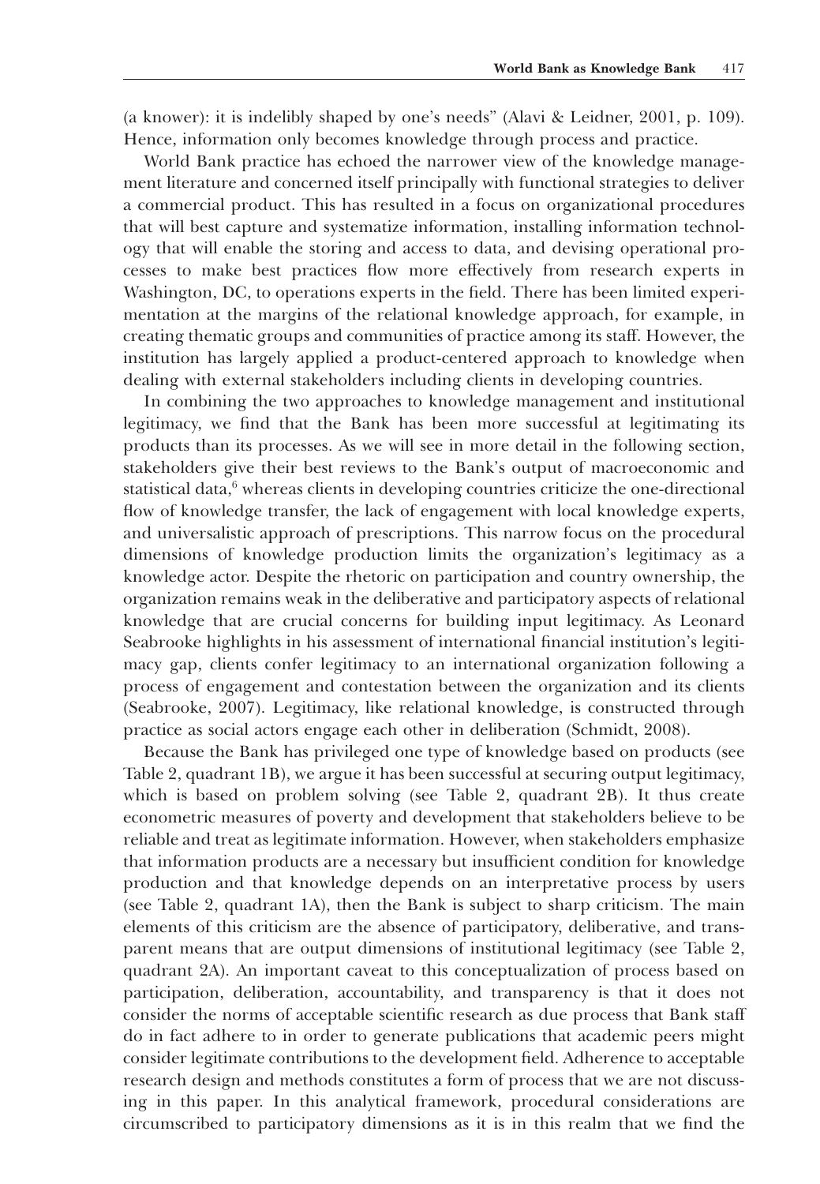(a knower): it is indelibly shaped by one's needs" (Alavi & Leidner, 2001, p. 109). Hence, information only becomes knowledge through process and practice.

World Bank practice has echoed the narrower view of the knowledge management literature and concerned itself principally with functional strategies to deliver a commercial product. This has resulted in a focus on organizational procedures that will best capture and systematize information, installing information technology that will enable the storing and access to data, and devising operational processes to make best practices flow more effectively from research experts in Washington, DC, to operations experts in the field. There has been limited experimentation at the margins of the relational knowledge approach, for example, in creating thematic groups and communities of practice among its staff. However, the institution has largely applied a product-centered approach to knowledge when dealing with external stakeholders including clients in developing countries.

In combining the two approaches to knowledge management and institutional legitimacy, we find that the Bank has been more successful at legitimating its products than its processes. As we will see in more detail in the following section, stakeholders give their best reviews to the Bank's output of macroeconomic and statistical data,[6] whereas clients in developing countries criticize the one-directional flow of knowledge transfer, the lack of engagement with local knowledge experts, and universalistic approach of prescriptions. This narrow focus on the procedural dimensions of knowledge production limits the organization's legitimacy as a knowledge actor. Despite the rhetoric on participation and country ownership, the organization remains weak in the deliberative and participatory aspects of relational knowledge that are crucial concerns for building input legitimacy. As Leonard Seabrooke highlights in his assessment of international financial institution's legitimacy gap, clients confer legitimacy to an international organization following a process of engagement and contestation between the organization and its clients (Seabrooke, 2007). Legitimacy, like relational knowledge, is constructed through practice as social actors engage each other in deliberation (Schmidt, 2008).

Because the Bank has privileged one type of knowledge based on products (see Table 2, quadrant 1B), we argue it has been successful at securing output legitimacy, which is based on problem solving (see Table 2, quadrant 2B). It thus create econometric measures of poverty and development that stakeholders believe to be reliable and treat as legitimate information. However, when stakeholders emphasize that information products are a necessary but insufficient condition for knowledge production and that knowledge depends on an interpretative process by users (see Table 2, quadrant 1A), then the Bank is subject to sharp criticism. The main elements of this criticism are the absence of participatory, deliberative, and transparent means that are output dimensions of institutional legitimacy (see Table 2, quadrant 2A). An important caveat to this conceptualization of process based on participation, deliberation, accountability, and transparency is that it does not consider the norms of acceptable scientific research as due process that Bank staff do in fact adhere to in order to generate publications that academic peers might consider legitimate contributions to the development field. Adherence to acceptable research design and methods constitutes a form of process that we are not discussing in this paper. In this analytical framework, procedural considerations are circumscribed to participatory dimensions as it is in this realm that we find the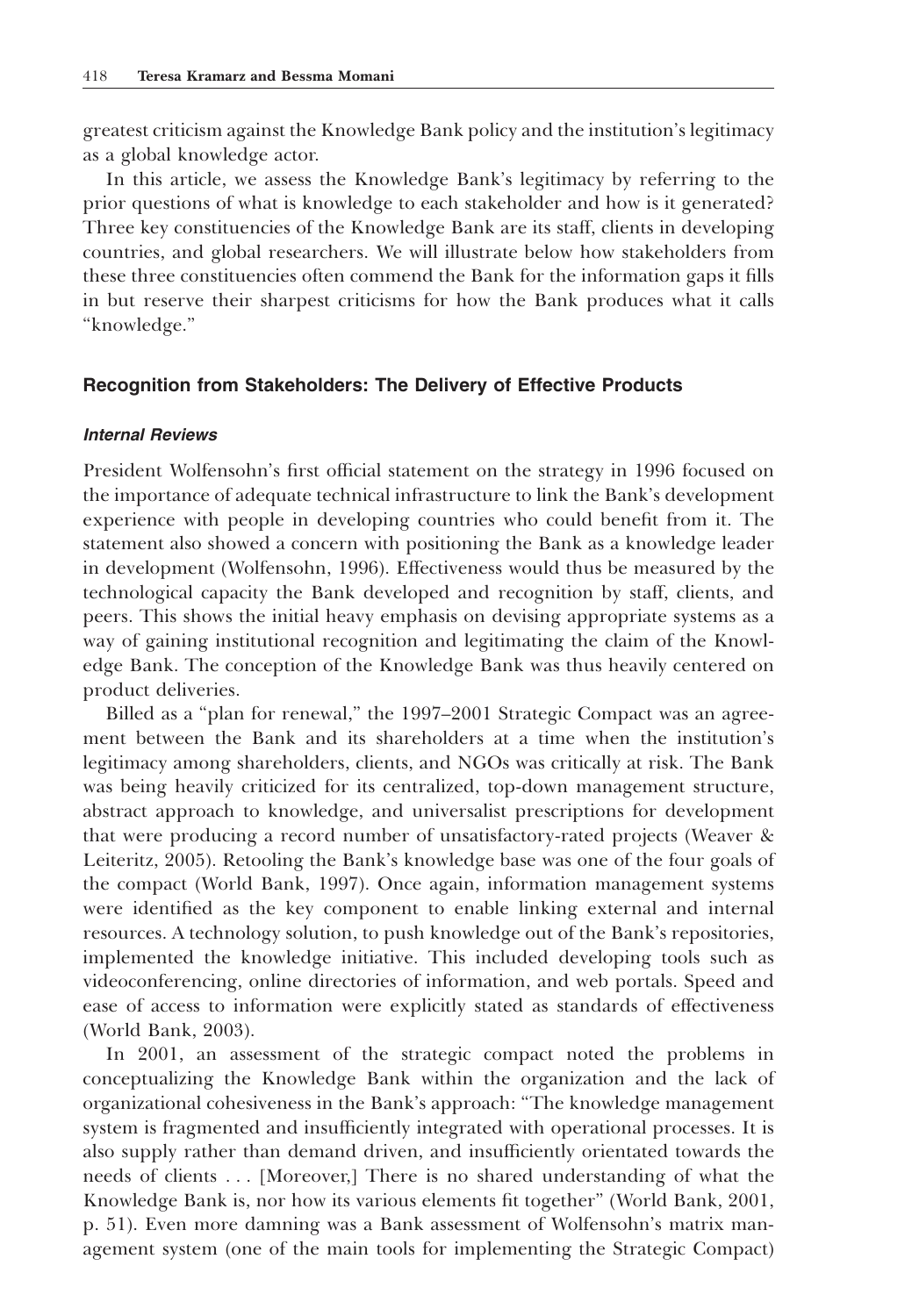greatest criticism against the Knowledge Bank policy and the institution's legitimacy as a global knowledge actor.

In this article, we assess the Knowledge Bank's legitimacy by referring to the prior questions of what is knowledge to each stakeholder and how is it generated? Three key constituencies of the Knowledge Bank are its staff, clients in developing countries, and global researchers. We will illustrate below how stakeholders from these three constituencies often commend the Bank for the information gaps it fills in but reserve their sharpest criticisms for how the Bank produces what it calls "knowledge."

## Recognition from Stakeholders: The Delivery of Effective Products

### *Internal Reviews*

President Wolfensohn's first official statement on the strategy in 1996 focused on the importance of adequate technical infrastructure to link the Bank's development experience with people in developing countries who could benefit from it. The statement also showed a concern with positioning the Bank as a knowledge leader in development (Wolfensohn, 1996). Effectiveness would thus be measured by the technological capacity the Bank developed and recognition by staff, clients, and peers. This shows the initial heavy emphasis on devising appropriate systems as a way of gaining institutional recognition and legitimating the claim of the Knowledge Bank. The conception of the Knowledge Bank was thus heavily centered on product deliveries.

Billed as a "plan for renewal," the 1997–2001 Strategic Compact was an agreement between the Bank and its shareholders at a time when the institution's legitimacy among shareholders, clients, and NGOs was critically at risk. The Bank was being heavily criticized for its centralized, top-down management structure, abstract approach to knowledge, and universalist prescriptions for development that were producing a record number of unsatisfactory-rated projects (Weaver & Leiteritz, 2005). Retooling the Bank's knowledge base was one of the four goals of the compact (World Bank, 1997). Once again, information management systems were identified as the key component to enable linking external and internal resources. A technology solution, to push knowledge out of the Bank's repositories, implemented the knowledge initiative. This included developing tools such as videoconferencing, online directories of information, and web portals. Speed and ease of access to information were explicitly stated as standards of effectiveness (World Bank, 2003).

In 2001, an assessment of the strategic compact noted the problems in conceptualizing the Knowledge Bank within the organization and the lack of organizational cohesiveness in the Bank's approach: "The knowledge management system is fragmented and insufficiently integrated with operational processes. It is also supply rather than demand driven, and insufficiently orientated towards the needs of clients . . . [Moreover,] There is no shared understanding of what the Knowledge Bank is, nor how its various elements fit together" (World Bank, 2001, p. 51). Even more damning was a Bank assessment of Wolfensohn's matrix management system (one of the main tools for implementing the Strategic Compact)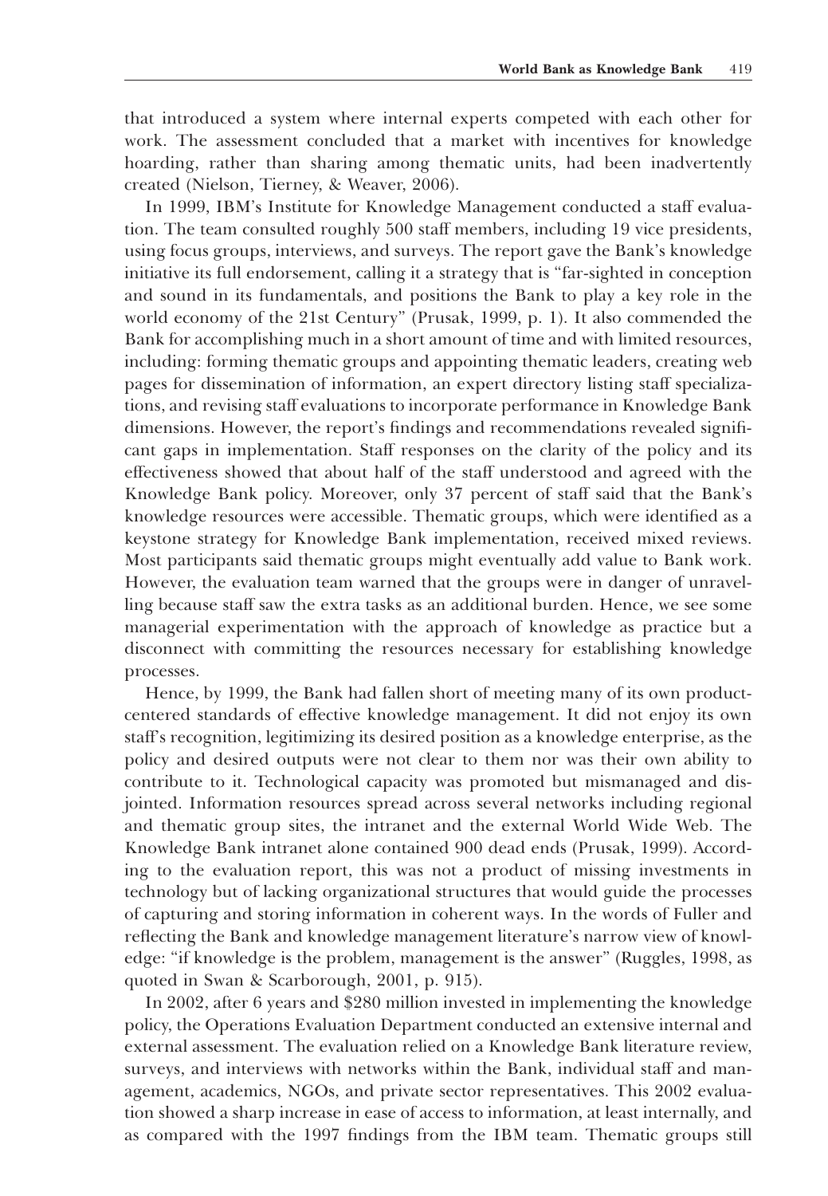that introduced a system where internal experts competed with each other for work. The assessment concluded that a market with incentives for knowledge hoarding, rather than sharing among thematic units, had been inadvertently created (Nielson, Tierney, & Weaver, 2006).

In 1999, IBM's Institute for Knowledge Management conducted a staff evaluation. The team consulted roughly 500 staff members, including 19 vice presidents, using focus groups, interviews, and surveys. The report gave the Bank's knowledge initiative its full endorsement, calling it a strategy that is "far-sighted in conception and sound in its fundamentals, and positions the Bank to play a key role in the world economy of the 21st Century" (Prusak, 1999, p. 1). It also commended the Bank for accomplishing much in a short amount of time and with limited resources, including: forming thematic groups and appointing thematic leaders, creating web pages for dissemination of information, an expert directory listing staff specializations, and revising staff evaluations to incorporate performance in Knowledge Bank dimensions. However, the report's findings and recommendations revealed significant gaps in implementation. Staff responses on the clarity of the policy and its effectiveness showed that about half of the staff understood and agreed with the Knowledge Bank policy. Moreover, only 37 percent of staff said that the Bank's knowledge resources were accessible. Thematic groups, which were identified as a keystone strategy for Knowledge Bank implementation, received mixed reviews. Most participants said thematic groups might eventually add value to Bank work. However, the evaluation team warned that the groups were in danger of unravelling because staff saw the extra tasks as an additional burden. Hence, we see some managerial experimentation with the approach of knowledge as practice but a disconnect with committing the resources necessary for establishing knowledge processes.

Hence, by 1999, the Bank had fallen short of meeting many of its own product-centered standards of effective knowledge management. It did not enjoy its own staff's recognition, legitimizing its desired position as a knowledge enterprise, as the policy and desired outputs were not clear to them nor was their own ability to contribute to it. Technological capacity was promoted but mismanaged and disjointed. Information resources spread across several networks including regional and thematic group sites, the intranet and the external World Wide Web. The Knowledge Bank intranet alone contained 900 dead ends (Prusak, 1999). According to the evaluation report, this was not a product of missing investments in technology but of lacking organizational structures that would guide the processes of capturing and storing information in coherent ways. In the words of Fuller and reflecting the Bank and knowledge management literature's narrow view of knowledge: "if knowledge is the problem, management is the answer" (Ruggles, 1998, as quoted in Swan & Scarborough, 2001, p. 915).

In 2002, after 6 years and $280 million invested in implementing the knowledge policy, the Operations Evaluation Department conducted an extensive internal and external assessment. The evaluation relied on a Knowledge Bank literature review, surveys, and interviews with networks within the Bank, individual staff and management, academics, NGOs, and private sector representatives. This 2002 evaluation showed a sharp increase in ease of access to information, at least internally, and as compared with the 1997 findings from the IBM team. Thematic groups still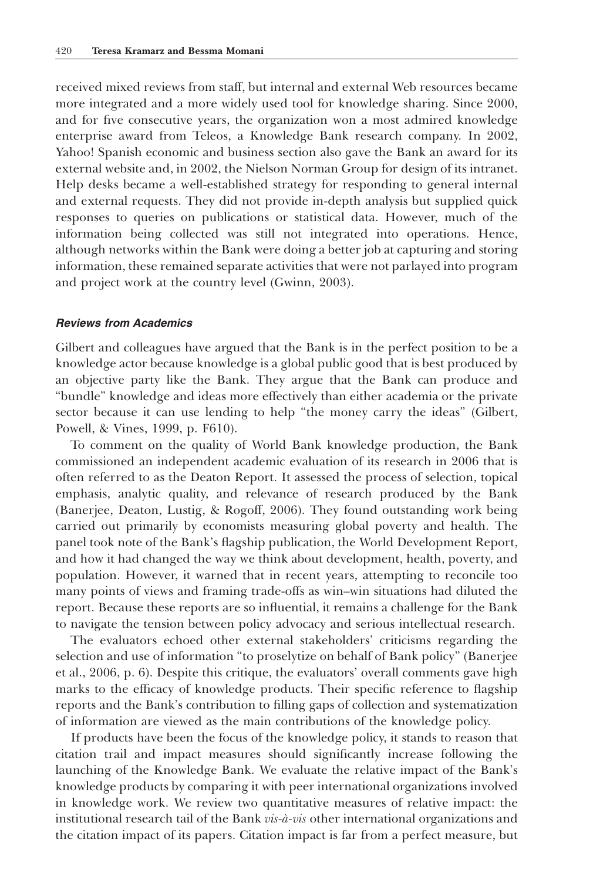received mixed reviews from staff, but internal and external Web resources became more integrated and a more widely used tool for knowledge sharing. Since 2000, and for five consecutive years, the organization won a most admired knowledge enterprise award from Teleos, a Knowledge Bank research company. In 2002, Yahoo! Spanish economic and business section also gave the Bank an award for its external website and, in 2002, the Nielson Norman Group for design of its intranet. Help desks became a well-established strategy for responding to general internal and external requests. They did not provide in-depth analysis but supplied quick responses to queries on publications or statistical data. However, much of the information being collected was still not integrated into operations. Hence, although networks within the Bank were doing a better job at capturing and storing information, these remained separate activities that were not parlayed into program and project work at the country level (Gwinn, 2003).

#### *Reviews from Academics*

Gilbert and colleagues have argued that the Bank is in the perfect position to be a knowledge actor because knowledge is a global public good that is best produced by an objective party like the Bank. They argue that the Bank can produce and "bundle" knowledge and ideas more effectively than either academia or the private sector because it can use lending to help "the money carry the ideas" (Gilbert, Powell, & Vines, 1999, p. F610).

To comment on the quality of World Bank knowledge production, the Bank commissioned an independent academic evaluation of its research in 2006 that is often referred to as the Deaton Report. It assessed the process of selection, topical emphasis, analytic quality, and relevance of research produced by the Bank (Banerjee, Deaton, Lustig, & Rogoff, 2006). They found outstanding work being carried out primarily by economists measuring global poverty and health. The panel took note of the Bank's flagship publication, the World Development Report, and how it had changed the way we think about development, health, poverty, and population. However, it warned that in recent years, attempting to reconcile too many points of views and framing trade-offs as win–win situations had diluted the report. Because these reports are so influential, it remains a challenge for the Bank to navigate the tension between policy advocacy and serious intellectual research.

The evaluators echoed other external stakeholders' criticisms regarding the selection and use of information "to proselytize on behalf of Bank policy" (Banerjee et al., 2006, p. 6). Despite this critique, the evaluators' overall comments gave high marks to the efficacy of knowledge products. Their specific reference to flagship reports and the Bank's contribution to filling gaps of collection and systematization of information are viewed as the main contributions of the knowledge policy.

If products have been the focus of the knowledge policy, it stands to reason that citation trail and impact measures should significantly increase following the launching of the Knowledge Bank. We evaluate the relative impact of the Bank's knowledge products by comparing it with peer international organizations involved in knowledge work. We review two quantitative measures of relative impact: the institutional research tail of the Bank *vis-à-vis* other international organizations and the citation impact of its papers. Citation impact is far from a perfect measure, but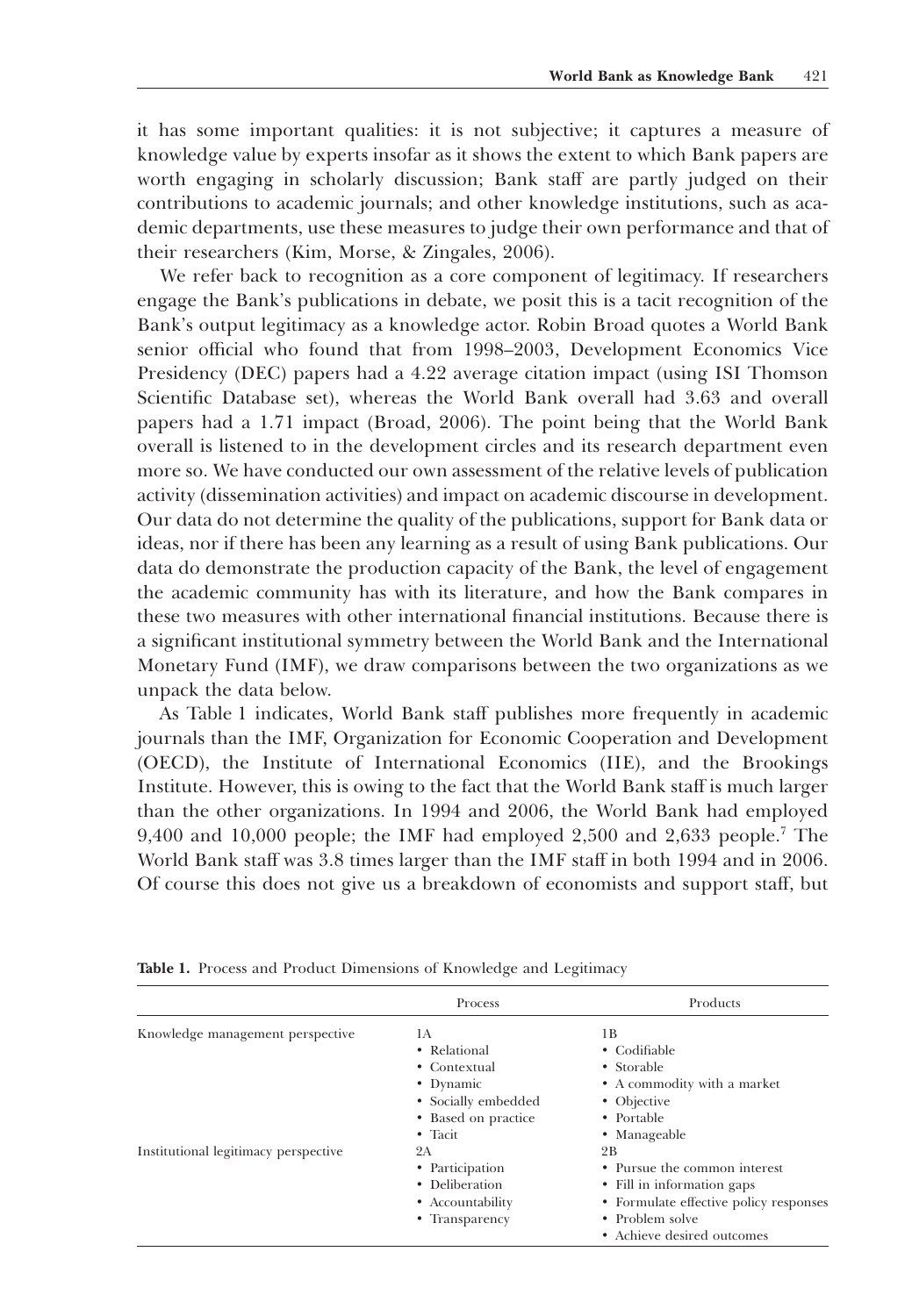it has some important qualities: it is not subjective; it captures a measure of knowledge value by experts insofar as it shows the extent to which Bank papers are worth engaging in scholarly discussion; Bank staff are partly judged on their contributions to academic journals; and other knowledge institutions, such as academic departments, use these measures to judge their own performance and that of their researchers (Kim, Morse, & Zingales, 2006).

We refer back to recognition as a core component of legitimacy. If researchers engage the Bank's publications in debate, we posit this is a tacit recognition of the Bank's output legitimacy as a knowledge actor. Robin Broad quotes a World Bank senior official who found that from 1998–2003, Development Economics Vice Presidency (DEC) papers had a 4.22 average citation impact (using ISI Thomson Scientific Database set), whereas the World Bank overall had 3.63 and overall papers had a 1.71 impact (Broad, 2006). The point being that the World Bank overall is listened to in the development circles and its research department even more so. We have conducted our own assessment of the relative levels of publication activity (dissemination activities) and impact on academic discourse in development. Our data do not determine the quality of the publications, support for Bank data or ideas, nor if there has been any learning as a result of using Bank publications. Our data do demonstrate the production capacity of the Bank, the level of engagement the academic community has with its literature, and how the Bank compares in these two measures with other international financial institutions. Because there is a significant institutional symmetry between the World Bank and the International Monetary Fund (IMF), we draw comparisons between the two organizations as we unpack the data below.

As Table 1 indicates, World Bank staff publishes more frequently in academic journals than the IMF, Organization for Economic Cooperation and Development (OECD), the Institute of International Economics (IIE), and the Brookings Institute. However, this is owing to the fact that the World Bank staff is much larger than the other organizations. In 1994 and 2006, the World Bank had employed 9,400 and 10,000 people; the IMF had employed 2,500 and 2,633 people.[7] The World Bank staff was 3.8 times larger than the IMF staff in both 1994 and in 2006. Of course this does not give us a breakdown of economists and support staff, but

**Table 1.** Process and Product Dimensions of Knowledge and Legitimacy

| | Process | Products |
|---|---|---|
| Knowledge management perspective | 1A<br>• Relational<br>• Contextual<br>• Dynamic<br>• Socially embedded<br>• Based on practice<br>• Tacit | 1B<br>• Codifiable<br>• Storable<br>• A commodity with a market<br>• Objective<br>• Portable<br>• Manageable |
| Institutional legitimacy perspective | 2A<br>• Participation<br>• Deliberation<br>• Accountability<br>• Transparency | 2B<br>• Pursue the common interest<br>• Fill in information gaps<br>• Formulate effective policy responses<br>• Problem solve<br>• Achieve desired outcomes |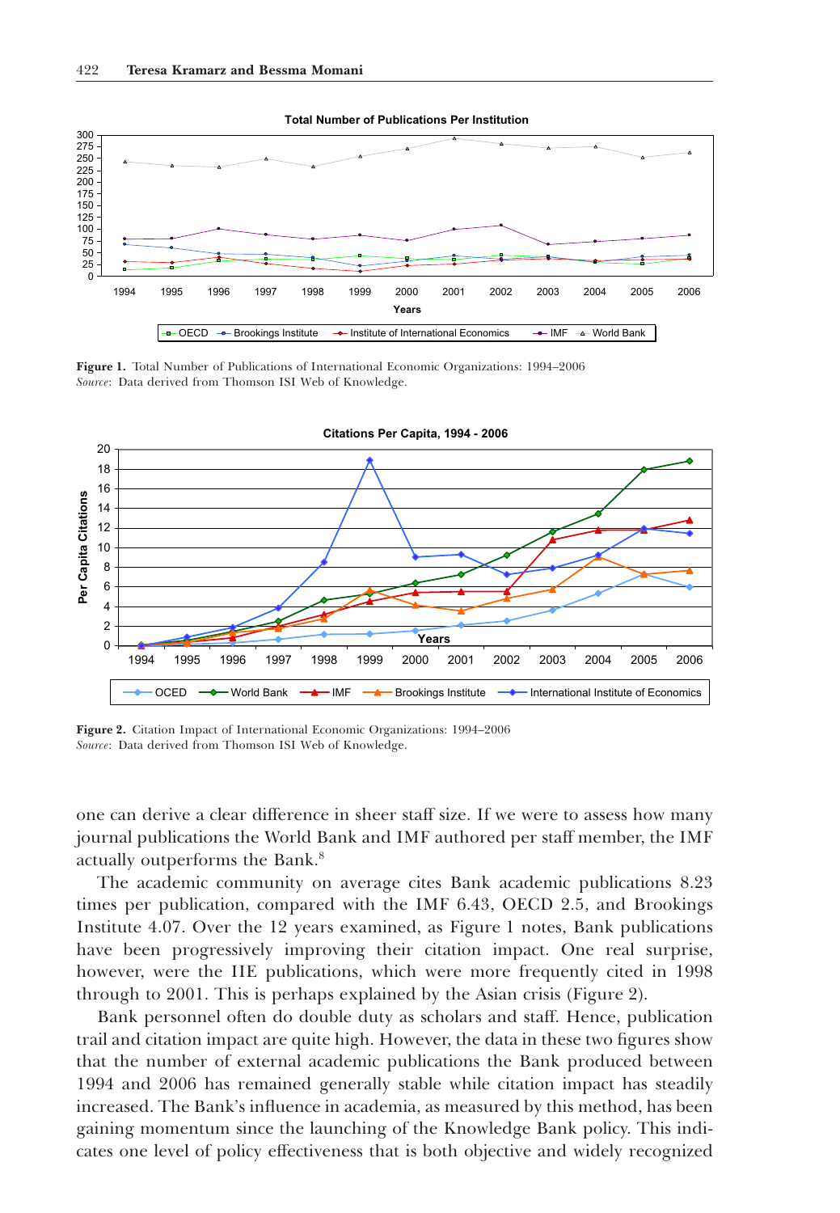**Figure 1.** Total Number of Publications of International Economic Organizations: 1994–2006
*Source*: Data derived from Thomson ISI Web of Knowledge.

**Figure 2.** Citation Impact of International Economic Organizations: 1994–2006
*Source*: Data derived from Thomson ISI Web of Knowledge.

one can derive a clear difference in sheer staff size. If we were to assess how many journal publications the World Bank and IMF authored per staff member, the IMF actually outperforms the Bank.[8]

The academic community on average cites Bank academic publications 8.23 times per publication, compared with the IMF 6.43, OECD 2.5, and Brookings Institute 4.07. Over the 12 years examined, as Figure 1 notes, Bank publications have been progressively improving their citation impact. One real surprise, however, were the IIE publications, which were more frequently cited in 1998 through to 2001. This is perhaps explained by the Asian crisis (Figure 2).

Bank personnel often do double duty as scholars and staff. Hence, publication trail and citation impact are quite high. However, the data in these two figures show that the number of external academic publications the Bank produced between 1994 and 2006 has remained generally stable while citation impact has steadily increased. The Bank's influence in academia, as measured by this method, has been gaining momentum since the launching of the Knowledge Bank policy. This indicates one level of policy effectiveness that is both objective and widely recognized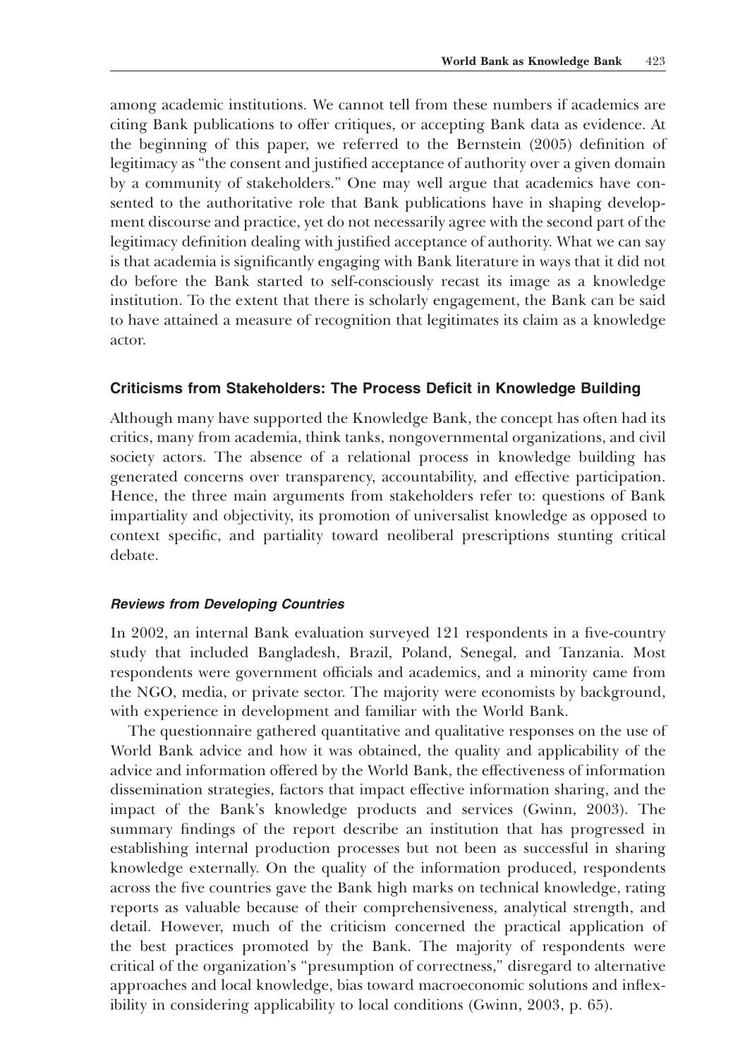among academic institutions. We cannot tell from these numbers if academics are citing Bank publications to offer critiques, or accepting Bank data as evidence. At the beginning of this paper, we referred to the Bernstein (2005) definition of legitimacy as "the consent and justified acceptance of authority over a given domain by a community of stakeholders." One may well argue that academics have consented to the authoritative role that Bank publications have in shaping development discourse and practice, yet do not necessarily agree with the second part of the legitimacy definition dealing with justified acceptance of authority. What we can say is that academia is significantly engaging with Bank literature in ways that it did not do before the Bank started to self-consciously recast its image as a knowledge institution. To the extent that there is scholarly engagement, the Bank can be said to have attained a measure of recognition that legitimates its claim as a knowledge actor.

## Criticisms from Stakeholders: The Process Deficit in Knowledge Building

Although many have supported the Knowledge Bank, the concept has often had its critics, many from academia, think tanks, nongovernmental organizations, and civil society actors. The absence of a relational process in knowledge building has generated concerns over transparency, accountability, and effective participation. Hence, the three main arguments from stakeholders refer to: questions of Bank impartiality and objectivity, its promotion of universalist knowledge as opposed to context specific, and partiality toward neoliberal prescriptions stunting critical debate.

### *Reviews from Developing Countries*

In 2002, an internal Bank evaluation surveyed 121 respondents in a five-country study that included Bangladesh, Brazil, Poland, Senegal, and Tanzania. Most respondents were government officials and academics, and a minority came from the NGO, media, or private sector. The majority were economists by background, with experience in development and familiar with the World Bank.

The questionnaire gathered quantitative and qualitative responses on the use of World Bank advice and how it was obtained, the quality and applicability of the advice and information offered by the World Bank, the effectiveness of information dissemination strategies, factors that impact effective information sharing, and the impact of the Bank's knowledge products and services (Gwinn, 2003). The summary findings of the report describe an institution that has progressed in establishing internal production processes but not been as successful in sharing knowledge externally. On the quality of the information produced, respondents across the five countries gave the Bank high marks on technical knowledge, rating reports as valuable because of their comprehensiveness, analytical strength, and detail. However, much of the criticism concerned the practical application of the best practices promoted by the Bank. The majority of respondents were critical of the organization's "presumption of correctness," disregard to alternative approaches and local knowledge, bias toward macroeconomic solutions and inflexibility in considering applicability to local conditions (Gwinn, 2003, p. 65).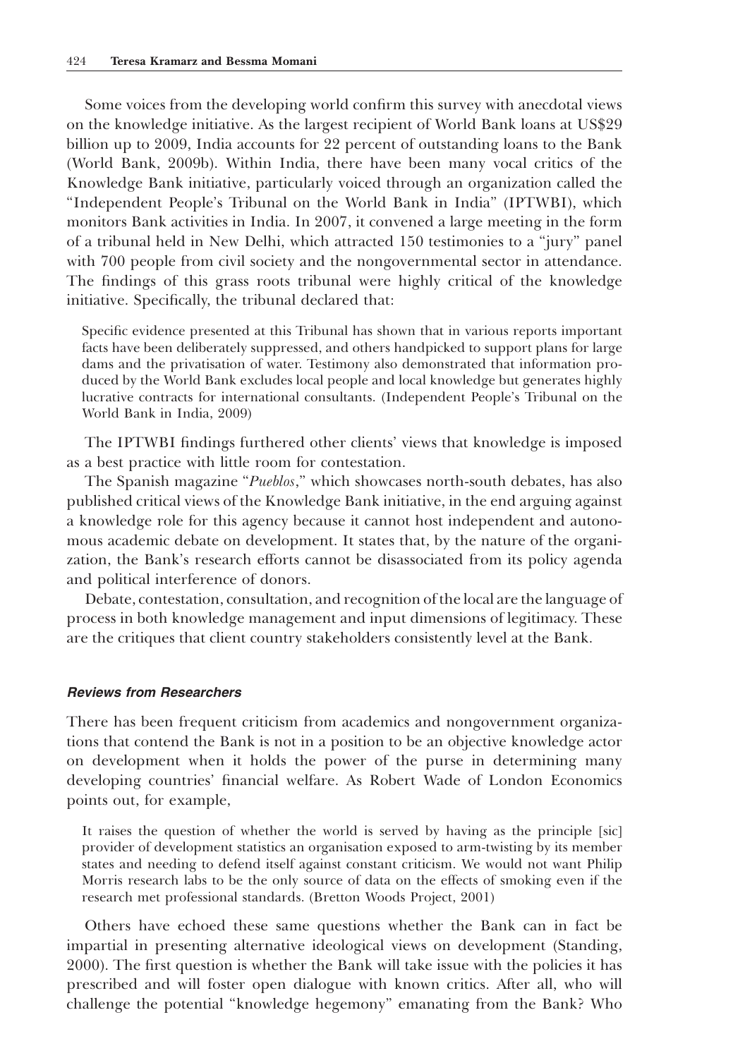Some voices from the developing world confirm this survey with anecdotal views on the knowledge initiative. As the largest recipient of World Bank loans at US$29 billion up to 2009, India accounts for 22 percent of outstanding loans to the Bank (World Bank, 2009b). Within India, there have been many vocal critics of the Knowledge Bank initiative, particularly voiced through an organization called the "Independent People's Tribunal on the World Bank in India" (IPTWBI), which monitors Bank activities in India. In 2007, it convened a large meeting in the form of a tribunal held in New Delhi, which attracted 150 testimonies to a "jury" panel with 700 people from civil society and the nongovernmental sector in attendance. The findings of this grass roots tribunal were highly critical of the knowledge initiative. Specifically, the tribunal declared that:

> Specific evidence presented at this Tribunal has shown that in various reports important facts have been deliberately suppressed, and others handpicked to support plans for large dams and the privatisation of water. Testimony also demonstrated that information produced by the World Bank excludes local people and local knowledge but generates highly lucrative contracts for international consultants. (Independent People's Tribunal on the World Bank in India, 2009)

The IPTWBI findings furthered other clients' views that knowledge is imposed as a best practice with little room for contestation.

The Spanish magazine "*Pueblos*," which showcases north-south debates, has also published critical views of the Knowledge Bank initiative, in the end arguing against a knowledge role for this agency because it cannot host independent and autonomous academic debate on development. It states that, by the nature of the organization, the Bank's research efforts cannot be disassociated from its policy agenda and political interference of donors.

Debate, contestation, consultation, and recognition of the local are the language of process in both knowledge management and input dimensions of legitimacy. These are the critiques that client country stakeholders consistently level at the Bank.

#### *Reviews from Researchers*

There has been frequent criticism from academics and nongovernment organizations that contend the Bank is not in a position to be an objective knowledge actor on development when it holds the power of the purse in determining many developing countries' financial welfare. As Robert Wade of London Economics points out, for example,

> It raises the question of whether the world is served by having as the principle [sic] provider of development statistics an organisation exposed to arm-twisting by its member states and needing to defend itself against constant criticism. We would not want Philip Morris research labs to be the only source of data on the effects of smoking even if the research met professional standards. (Bretton Woods Project, 2001)

Others have echoed these same questions whether the Bank can in fact be impartial in presenting alternative ideological views on development (Standing, 2000). The first question is whether the Bank will take issue with the policies it has prescribed and will foster open dialogue with known critics. After all, who will challenge the potential "knowledge hegemony" emanating from the Bank? Who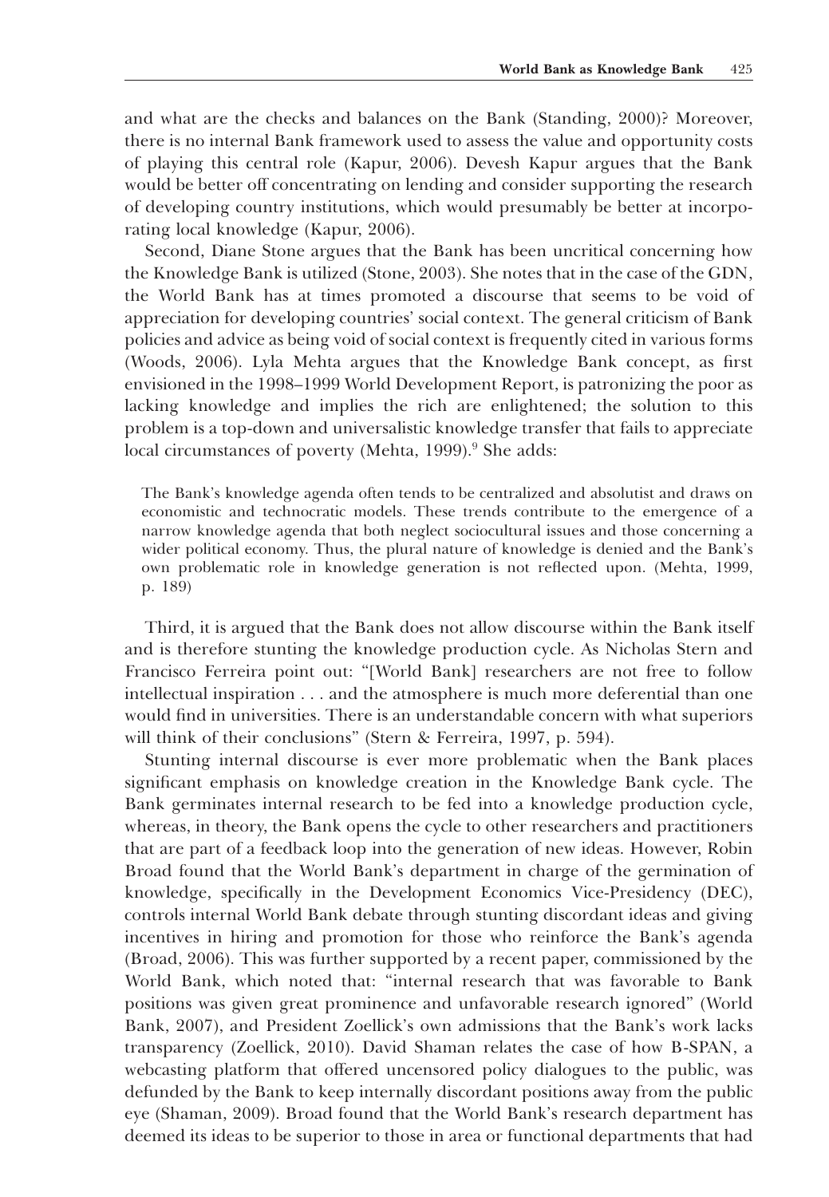and what are the checks and balances on the Bank (Standing, 2000)? Moreover, there is no internal Bank framework used to assess the value and opportunity costs of playing this central role (Kapur, 2006). Devesh Kapur argues that the Bank would be better off concentrating on lending and consider supporting the research of developing country institutions, which would presumably be better at incorporating local knowledge (Kapur, 2006).

Second, Diane Stone argues that the Bank has been uncritical concerning how the Knowledge Bank is utilized (Stone, 2003). She notes that in the case of the GDN, the World Bank has at times promoted a discourse that seems to be void of appreciation for developing countries' social context. The general criticism of Bank policies and advice as being void of social context is frequently cited in various forms (Woods, 2006). Lyla Mehta argues that the Knowledge Bank concept, as first envisioned in the 1998–1999 World Development Report, is patronizing the poor as lacking knowledge and implies the rich are enlightened; the solution to this problem is a top-down and universalistic knowledge transfer that fails to appreciate local circumstances of poverty (Mehta, 1999).[9] She adds:

> The Bank's knowledge agenda often tends to be centralized and absolutist and draws on economistic and technocratic models. These trends contribute to the emergence of a narrow knowledge agenda that both neglect sociocultural issues and those concerning a wider political economy. Thus, the plural nature of knowledge is denied and the Bank's own problematic role in knowledge generation is not reflected upon. (Mehta, 1999, p. 189)

Third, it is argued that the Bank does not allow discourse within the Bank itself and is therefore stunting the knowledge production cycle. As Nicholas Stern and Francisco Ferreira point out: "[World Bank] researchers are not free to follow intellectual inspiration . . . and the atmosphere is much more deferential than one would find in universities. There is an understandable concern with what superiors will think of their conclusions" (Stern & Ferreira, 1997, p. 594).

Stunting internal discourse is ever more problematic when the Bank places significant emphasis on knowledge creation in the Knowledge Bank cycle. The Bank germinates internal research to be fed into a knowledge production cycle, whereas, in theory, the Bank opens the cycle to other researchers and practitioners that are part of a feedback loop into the generation of new ideas. However, Robin Broad found that the World Bank's department in charge of the germination of knowledge, specifically in the Development Economics Vice-Presidency (DEC), controls internal World Bank debate through stunting discordant ideas and giving incentives in hiring and promotion for those who reinforce the Bank's agenda (Broad, 2006). This was further supported by a recent paper, commissioned by the World Bank, which noted that: "internal research that was favorable to Bank positions was given great prominence and unfavorable research ignored" (World Bank, 2007), and President Zoellick's own admissions that the Bank's work lacks transparency (Zoellick, 2010). David Shaman relates the case of how B-SPAN, a webcasting platform that offered uncensored policy dialogues to the public, was defunded by the Bank to keep internally discordant positions away from the public eye (Shaman, 2009). Broad found that the World Bank's research department has deemed its ideas to be superior to those in area or functional departments that had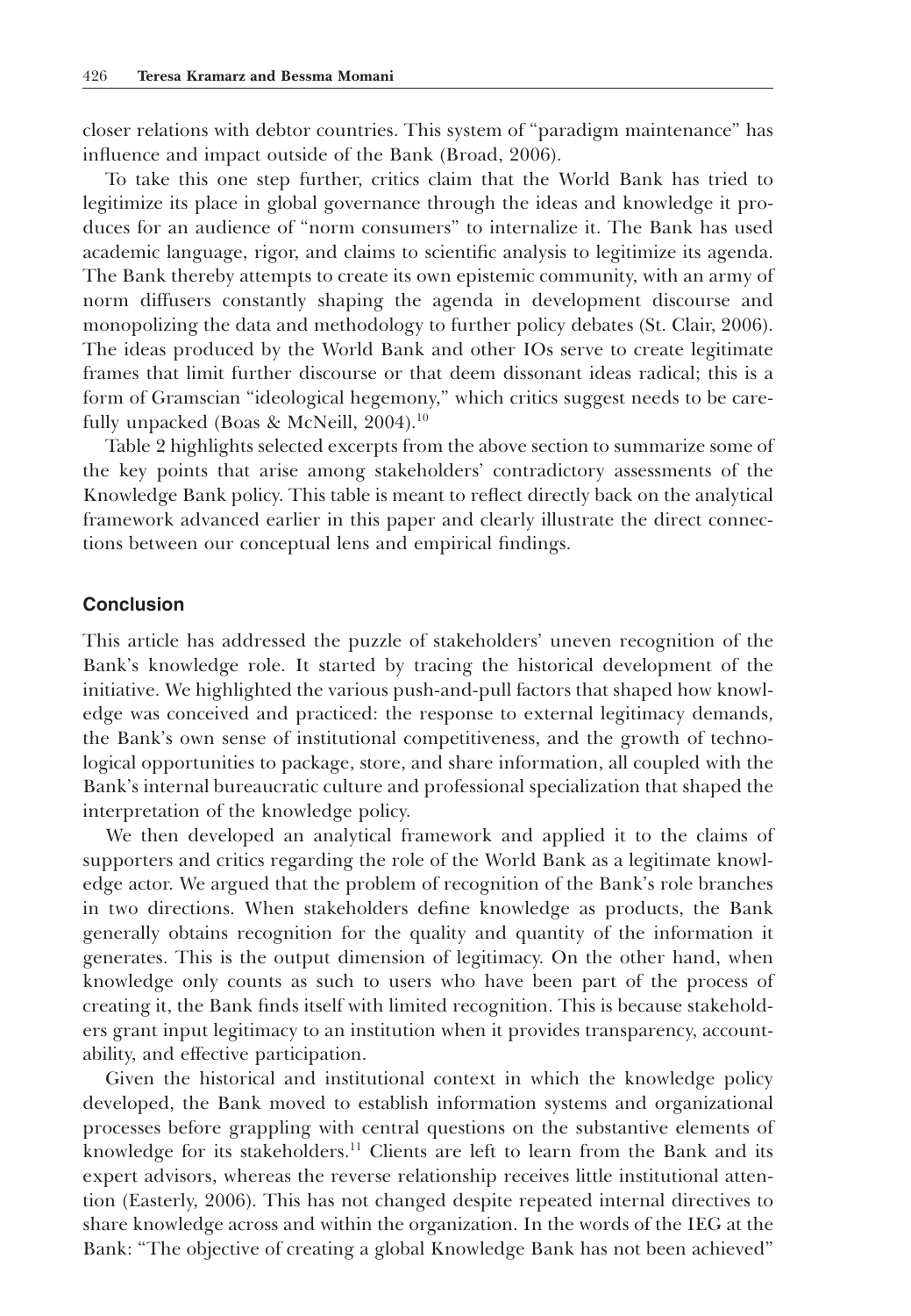closer relations with debtor countries. This system of "paradigm maintenance" has influence and impact outside of the Bank (Broad, 2006).

To take this one step further, critics claim that the World Bank has tried to legitimize its place in global governance through the ideas and knowledge it produces for an audience of "norm consumers" to internalize it. The Bank has used academic language, rigor, and claims to scientific analysis to legitimize its agenda. The Bank thereby attempts to create its own epistemic community, with an army of norm diffusers constantly shaping the agenda in development discourse and monopolizing the data and methodology to further policy debates (St. Clair, 2006). The ideas produced by the World Bank and other IOs serve to create legitimate frames that limit further discourse or that deem dissonant ideas radical; this is a form of Gramscian "ideological hegemony," which critics suggest needs to be carefully unpacked (Boas & McNeill, 2004).[10]

Table 2 highlights selected excerpts from the above section to summarize some of the key points that arise among stakeholders' contradictory assessments of the Knowledge Bank policy. This table is meant to reflect directly back on the analytical framework advanced earlier in this paper and clearly illustrate the direct connections between our conceptual lens and empirical findings.

## Conclusion

This article has addressed the puzzle of stakeholders' uneven recognition of the Bank's knowledge role. It started by tracing the historical development of the initiative. We highlighted the various push-and-pull factors that shaped how knowledge was conceived and practiced: the response to external legitimacy demands, the Bank's own sense of institutional competitiveness, and the growth of technological opportunities to package, store, and share information, all coupled with the Bank's internal bureaucratic culture and professional specialization that shaped the interpretation of the knowledge policy.

We then developed an analytical framework and applied it to the claims of supporters and critics regarding the role of the World Bank as a legitimate knowledge actor. We argued that the problem of recognition of the Bank's role branches in two directions. When stakeholders define knowledge as products, the Bank generally obtains recognition for the quality and quantity of the information it generates. This is the output dimension of legitimacy. On the other hand, when knowledge only counts as such to users who have been part of the process of creating it, the Bank finds itself with limited recognition. This is because stakeholders grant input legitimacy to an institution when it provides transparency, accountability, and effective participation.

Given the historical and institutional context in which the knowledge policy developed, the Bank moved to establish information systems and organizational processes before grappling with central questions on the substantive elements of knowledge for its stakeholders.[11] Clients are left to learn from the Bank and its expert advisors, whereas the reverse relationship receives little institutional attention (Easterly, 2006). This has not changed despite repeated internal directives to share knowledge across and within the organization. In the words of the IEG at the Bank: "The objective of creating a global Knowledge Bank has not been achieved"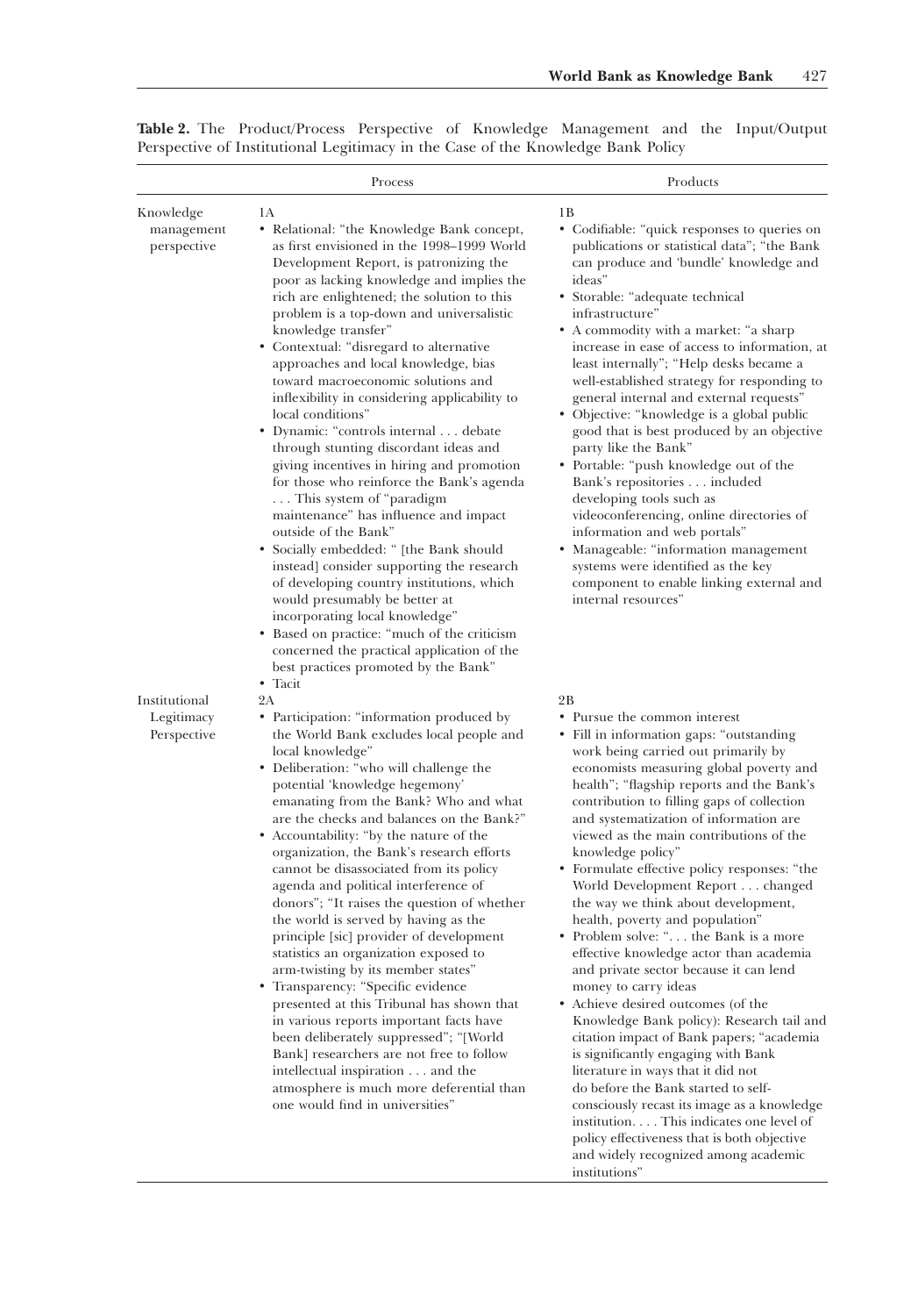**Table 2.** The Product/Process Perspective of Knowledge Management and the Input/Output Perspective of Institutional Legitimacy in the Case of the Knowledge Bank Policy

| | Process | Products |
|---|---|---|
| Knowledge management perspective | 1A<br>• Relational: "the Knowledge Bank concept, as first envisioned in the 1998–1999 World Development Report, is patronizing the poor as lacking knowledge and implies the rich are enlightened; the solution to this problem is a top-down and universalistic knowledge transfer"<br>• Contextual: "disregard to alternative approaches and local knowledge, bias toward macroeconomic solutions and inflexibility in considering applicability to local conditions"<br>• Dynamic: "controls internal . . . debate through stunting discordant ideas and giving incentives in hiring and promotion for those who reinforce the Bank's agenda . . . This system of "paradigm maintenance" has influence and impact outside of the Bank"<br>• Socially embedded: " [the Bank should instead] consider supporting the research of developing country institutions, which would presumably be better at incorporating local knowledge"<br>• Based on practice: "much of the criticism concerned the practical application of the best practices promoted by the Bank"<br>• Tacit | 1B<br>• Codifiable: "quick responses to queries on publications or statistical data"; "the Bank can produce and 'bundle' knowledge and ideas"<br>• Storable: "adequate technical infrastructure"<br>• A commodity with a market: "a sharp increase in ease of access to information, at least internally"; "Help desks became a well-established strategy for responding to general internal and external requests"<br>• Objective: "knowledge is a global public good that is best produced by an objective party like the Bank"<br>• Portable: "push knowledge out of the Bank's repositories . . . included developing tools such as videoconferencing, online directories of information and web portals"<br>• Manageable: "information management systems were identified as the key component to enable linking external and internal resources" |
| Institutional Legitimacy Perspective | 2A<br>• Participation: "information produced by the World Bank excludes local people and local knowledge"<br>• Deliberation: "who will challenge the potential 'knowledge hegemony' emanating from the Bank? Who and what are the checks and balances on the Bank?"<br>• Accountability: "by the nature of the organization, the Bank's research efforts cannot be disassociated from its policy agenda and political interference of donors"; "It raises the question of whether the world is served by having as the principle [sic] provider of development statistics an organization exposed to arm-twisting by its member states"<br>• Transparency: "Specific evidence presented at this Tribunal has shown that in various reports important facts have been deliberately suppressed"; "[World Bank] researchers are not free to follow intellectual inspiration . . . and the atmosphere is much more deferential than one would find in universities" | 2B<br>• Pursue the common interest<br>• Fill in information gaps: "outstanding work being carried out primarily by economists measuring global poverty and health"; "flagship reports and the Bank's contribution to filling gaps of collection and systematization of information are viewed as the main contributions of the knowledge policy"<br>• Formulate effective policy responses: "the World Development Report . . . changed the way we think about development, health, poverty and population"<br>• Problem solve: ". . . the Bank is a more effective knowledge actor than academia and private sector because it can lend money to carry ideas<br>• Achieve desired outcomes (of the Knowledge Bank policy): Research tail and citation impact of Bank papers; "academia is significantly engaging with Bank literature in ways that it did not do before the Bank started to self-consciously recast its image as a knowledge institution. . . . This indicates one level of policy effectiveness that is both objective and widely recognized among academic institutions" |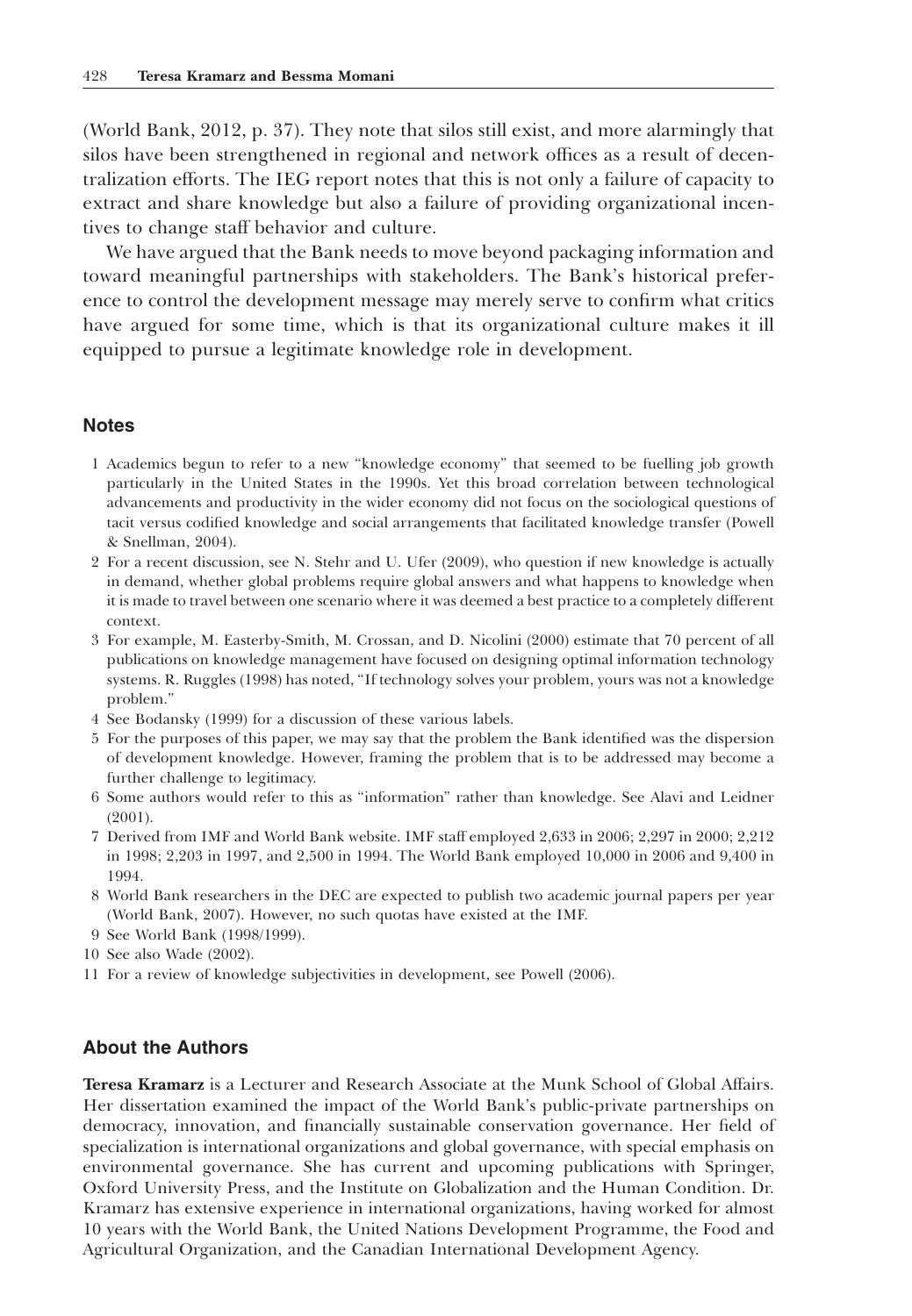(World Bank, 2012, p. 37). They note that silos still exist, and more alarmingly that silos have been strengthened in regional and network offices as a result of decentralization efforts. The IEG report notes that this is not only a failure of capacity to extract and share knowledge but also a failure of providing organizational incentives to change staff behavior and culture.

We have argued that the Bank needs to move beyond packaging information and toward meaningful partnerships with stakeholders. The Bank's historical preference to control the development message may merely serve to confirm what critics have argued for some time, which is that its organizational culture makes it ill equipped to pursue a legitimate knowledge role in development.

## Notes

1 Academics begun to refer to a new "knowledge economy" that seemed to be fuelling job growth particularly in the United States in the 1990s. Yet this broad correlation between technological advancements and productivity in the wider economy did not focus on the sociological questions of tacit versus codified knowledge and social arrangements that facilitated knowledge transfer (Powell & Snellman, 2004).

2 For a recent discussion, see N. Stehr and U. Ufer (2009), who question if new knowledge is actually in demand, whether global problems require global answers and what happens to knowledge when it is made to travel between one scenario where it was deemed a best practice to a completely different context.

3 For example, M. Easterby-Smith, M. Crossan, and D. Nicolini (2000) estimate that 70 percent of all publications on knowledge management have focused on designing optimal information technology systems. R. Ruggles (1998) has noted, "If technology solves your problem, yours was not a knowledge problem."

4 See Bodansky (1999) for a discussion of these various labels.

5 For the purposes of this paper, we may say that the problem the Bank identified was the dispersion of development knowledge. However, framing the problem that is to be addressed may become a further challenge to legitimacy.

6 Some authors would refer to this as "information" rather than knowledge. See Alavi and Leidner (2001).

7 Derived from IMF and World Bank website. IMF staff employed 2,633 in 2006; 2,297 in 2000; 2,212 in 1998; 2,203 in 1997, and 2,500 in 1994. The World Bank employed 10,000 in 2006 and 9,400 in 1994.

8 World Bank researchers in the DEC are expected to publish two academic journal papers per year (World Bank, 2007). However, no such quotas have existed at the IMF.

9 See World Bank (1998/1999).

10 See also Wade (2002).

11 For a review of knowledge subjectivities in development, see Powell (2006).

## About the Authors

**Teresa Kramarz** is a Lecturer and Research Associate at the Munk School of Global Affairs. Her dissertation examined the impact of the World Bank's public-private partnerships on democracy, innovation, and financially sustainable conservation governance. Her field of specialization is international organizations and global governance, with special emphasis on environmental governance. She has current and upcoming publications with Springer, Oxford University Press, and the Institute on Globalization and the Human Condition. Dr. Kramarz has extensive experience in international organizations, having worked for almost 10 years with the World Bank, the United Nations Development Programme, the Food and Agricultural Organization, and the Canadian International Development Agency.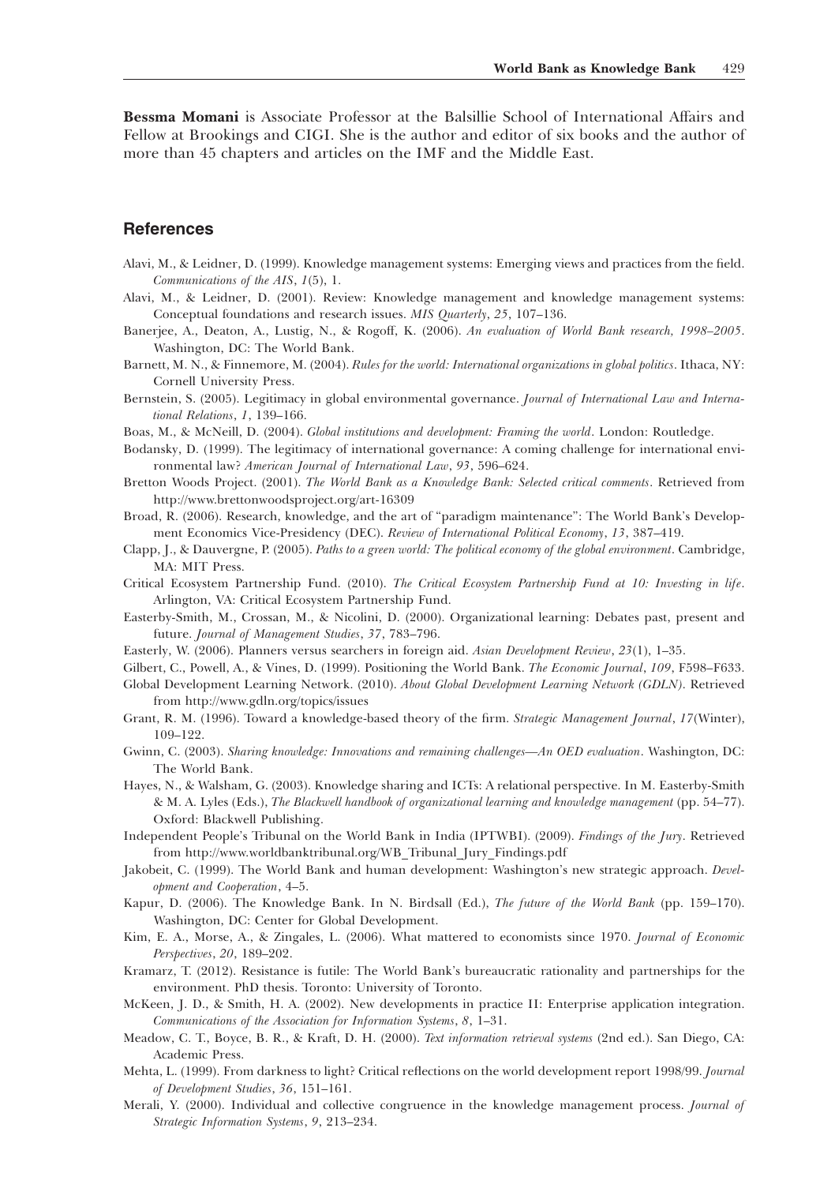**Bessma Momani** is Associate Professor at the Balsillie School of International Affairs and Fellow at Brookings and CIGI. She is the author and editor of six books and the author of more than 45 chapters and articles on the IMF and the Middle East.

## References

Alavi, M., & Leidner, D. (1999). Knowledge management systems: Emerging views and practices from the field. *Communications of the AIS*, *1*(5), 1.

Alavi, M., & Leidner, D. (2001). Review: Knowledge management and knowledge management systems: Conceptual foundations and research issues. *MIS Quarterly*, *25*, 107–136.

Banerjee, A., Deaton, A., Lustig, N., & Rogoff, K. (2006). *An evaluation of World Bank research, 1998–2005*. Washington, DC: The World Bank.

Barnett, M. N., & Finnemore, M. (2004). *Rules for the world: International organizations in global politics*. Ithaca, NY: Cornell University Press.

Bernstein, S. (2005). Legitimacy in global environmental governance. *Journal of International Law and International Relations*, *1*, 139–166.

Boas, M., & McNeill, D. (2004). *Global institutions and development: Framing the world*. London: Routledge.

Bodansky, D. (1999). The legitimacy of international governance: A coming challenge for international environmental law? *American Journal of International Law*, *93*, 596–624.

Bretton Woods Project. (2001). *The World Bank as a Knowledge Bank: Selected critical comments*. Retrieved from http://www.brettonwoodsproject.org/art-16309

Broad, R. (2006). Research, knowledge, and the art of "paradigm maintenance": The World Bank's Development Economics Vice-Presidency (DEC). *Review of International Political Economy*, *13*, 387–419.

Clapp, J., & Dauvergne, P. (2005). *Paths to a green world: The political economy of the global environment*. Cambridge, MA: MIT Press.

Critical Ecosystem Partnership Fund. (2010). *The Critical Ecosystem Partnership Fund at 10: Investing in life*. Arlington, VA: Critical Ecosystem Partnership Fund.

Easterby-Smith, M., Crossan, M., & Nicolini, D. (2000). Organizational learning: Debates past, present and future. *Journal of Management Studies*, *37*, 783–796.

Easterly, W. (2006). Planners versus searchers in foreign aid. *Asian Development Review*, *23*(1), 1–35.

Gilbert, C., Powell, A., & Vines, D. (1999). Positioning the World Bank. *The Economic Journal*, *109*, F598–F633.

Global Development Learning Network. (2010). *About Global Development Learning Network (GDLN)*. Retrieved from http://www.gdln.org/topics/issues

Grant, R. M. (1996). Toward a knowledge-based theory of the firm. *Strategic Management Journal*, *17*(Winter), 109–122.

Gwinn, C. (2003). *Sharing knowledge: Innovations and remaining challenges—An OED evaluation*. Washington, DC: The World Bank.

Hayes, N., & Walsham, G. (2003). Knowledge sharing and ICTs: A relational perspective. In M. Easterby-Smith & M. A. Lyles (Eds.), *The Blackwell handbook of organizational learning and knowledge management* (pp. 54–77). Oxford: Blackwell Publishing.

Independent People's Tribunal on the World Bank in India (IPTWBI). (2009). *Findings of the Jury*. Retrieved from http://www.worldbanktribunal.org/WB_Tribunal_Jury_Findings.pdf

Jakobeit, C. (1999). The World Bank and human development: Washington's new strategic approach. *Development and Cooperation*, 4–5.

Kapur, D. (2006). The Knowledge Bank. In N. Birdsall (Ed.), *The future of the World Bank* (pp. 159–170). Washington, DC: Center for Global Development.

Kim, E. A., Morse, A., & Zingales, L. (2006). What mattered to economists since 1970. *Journal of Economic Perspectives*, *20*, 189–202.

Kramarz, T. (2012). Resistance is futile: The World Bank's bureaucratic rationality and partnerships for the environment. PhD thesis. Toronto: University of Toronto.

McKeen, J. D., & Smith, H. A. (2002). New developments in practice II: Enterprise application integration. *Communications of the Association for Information Systems*, *8*, 1–31.

Meadow, C. T., Boyce, B. R., & Kraft, D. H. (2000). *Text information retrieval systems* (2nd ed.). San Diego, CA: Academic Press.

Mehta, L. (1999). From darkness to light? Critical reflections on the world development report 1998/99. *Journal of Development Studies*, *36*, 151–161.

Merali, Y. (2000). Individual and collective congruence in the knowledge management process. *Journal of Strategic Information Systems*, *9*, 213–234.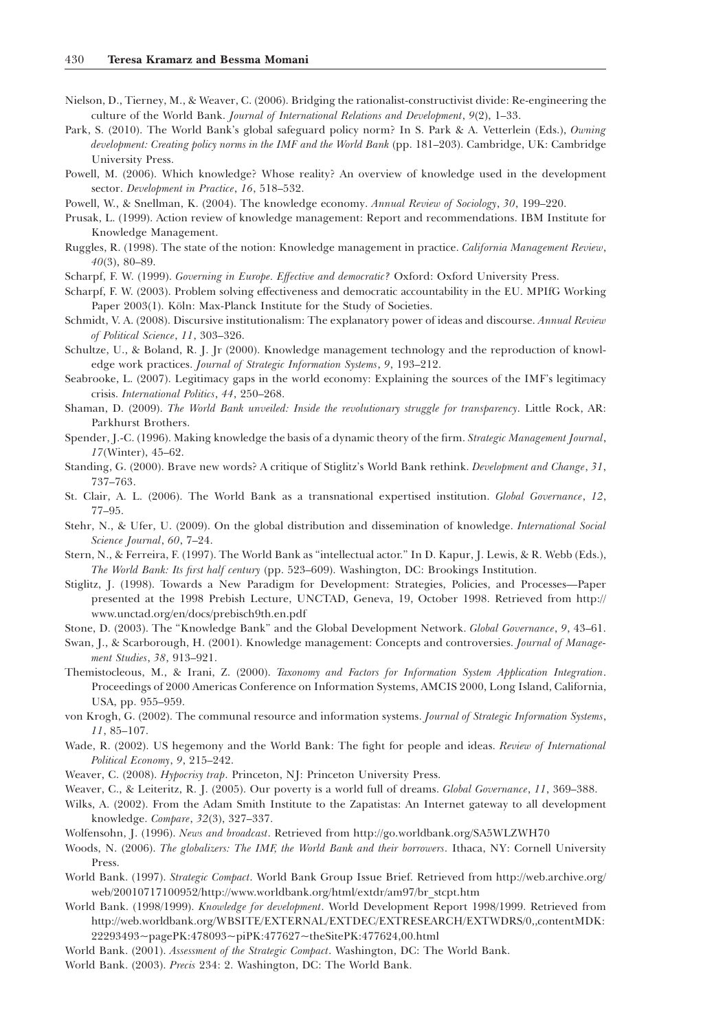Nielson, D., Tierney, M., & Weaver, C. (2006). Bridging the rationalist-constructivist divide: Re-engineering the culture of the World Bank. *Journal of International Relations and Development*, *9*(2), 1–33.

Park, S. (2010). The World Bank's global safeguard policy norm? In S. Park & A. Vetterlein (Eds.), *Owning development: Creating policy norms in the IMF and the World Bank* (pp. 181–203). Cambridge, UK: Cambridge University Press.

Powell, M. (2006). Which knowledge? Whose reality? An overview of knowledge used in the development sector. *Development in Practice*, *16*, 518–532.

Powell, W., & Snellman, K. (2004). The knowledge economy. *Annual Review of Sociology*, *30*, 199–220.

Prusak, L. (1999). Action review of knowledge management: Report and recommendations. IBM Institute for Knowledge Management.

Ruggles, R. (1998). The state of the notion: Knowledge management in practice. *California Management Review*, *40*(3), 80–89.

Scharpf, F. W. (1999). *Governing in Europe. Effective and democratic?* Oxford: Oxford University Press.

Scharpf, F. W. (2003). Problem solving effectiveness and democratic accountability in the EU. MPIfG Working Paper 2003(1). Köln: Max-Planck Institute for the Study of Societies.

Schmidt, V. A. (2008). Discursive institutionalism: The explanatory power of ideas and discourse. *Annual Review of Political Science*, *11*, 303–326.

Schultze, U., & Boland, R. J. Jr (2000). Knowledge management technology and the reproduction of knowledge work practices. *Journal of Strategic Information Systems*, *9*, 193–212.

Seabrooke, L. (2007). Legitimacy gaps in the world economy: Explaining the sources of the IMF's legitimacy crisis. *International Politics*, *44*, 250–268.

Shaman, D. (2009). *The World Bank unveiled: Inside the revolutionary struggle for transparency*. Little Rock, AR: Parkhurst Brothers.

Spender, J.-C. (1996). Making knowledge the basis of a dynamic theory of the firm. *Strategic Management Journal*, *17*(Winter), 45–62.

Standing, G. (2000). Brave new words? A critique of Stiglitz's World Bank rethink. *Development and Change*, *31*, 737–763.

St. Clair, A. L. (2006). The World Bank as a transnational expertised institution. *Global Governance*, *12*, 77–95.

Stehr, N., & Ufer, U. (2009). On the global distribution and dissemination of knowledge. *International Social Science Journal*, *60*, 7–24.

Stern, N., & Ferreira, F. (1997). The World Bank as "intellectual actor." In D. Kapur, J. Lewis, & R. Webb (Eds.), *The World Bank: Its first half century* (pp. 523–609). Washington, DC: Brookings Institution.

Stiglitz, J. (1998). Towards a New Paradigm for Development: Strategies, Policies, and Processes—Paper presented at the 1998 Prebish Lecture, UNCTAD, Geneva, 19, October 1998. Retrieved from http://www.unctad.org/en/docs/prebisch9th.en.pdf

Stone, D. (2003). The "Knowledge Bank" and the Global Development Network. *Global Governance*, *9*, 43–61.

Swan, J., & Scarborough, H. (2001). Knowledge management: Concepts and controversies. *Journal of Management Studies*, *38*, 913–921.

Themistocleous, M., & Irani, Z. (2000). *Taxonomy and Factors for Information System Application Integration*. Proceedings of 2000 Americas Conference on Information Systems, AMCIS 2000, Long Island, California, USA, pp. 955–959.

von Krogh, G. (2002). The communal resource and information systems. *Journal of Strategic Information Systems*, *11*, 85–107.

Wade, R. (2002). US hegemony and the World Bank: The fight for people and ideas. *Review of International Political Economy*, *9*, 215–242.

Weaver, C. (2008). *Hypocrisy trap*. Princeton, NJ: Princeton University Press.

Weaver, C., & Leiteritz, R. J. (2005). Our poverty is a world full of dreams. *Global Governance*, *11*, 369–388.

Wilks, A. (2002). From the Adam Smith Institute to the Zapatistas: An Internet gateway to all development knowledge. *Compare*, *32*(3), 327–337.

Wolfensohn, J. (1996). *News and broadcast*. Retrieved from http://go.worldbank.org/SA5WLZWH70

Woods, N. (2006). *The globalizers: The IMF, the World Bank and their borrowers*. Ithaca, NY: Cornell University Press.

World Bank. (1997). *Strategic Compact*. World Bank Group Issue Brief. Retrieved from http://web.archive.org/web/20010717100952/http://www.worldbank.org/html/extdr/am97/br_stcpt.htm

World Bank. (1998/1999). *Knowledge for development*. World Development Report 1998/1999. Retrieved from http://web.worldbank.org/WBSITE/EXTERNAL/EXTDEC/EXTRESEARCH/EXTWDRS/0,,contentMDK:22293493~pagePK:478093~piPK:477627~theSitePK:477624,00.html

World Bank. (2001). *Assessment of the Strategic Compact*. Washington, DC: The World Bank.

World Bank. (2003). *Precis* 234: 2. Washington, DC: The World Bank.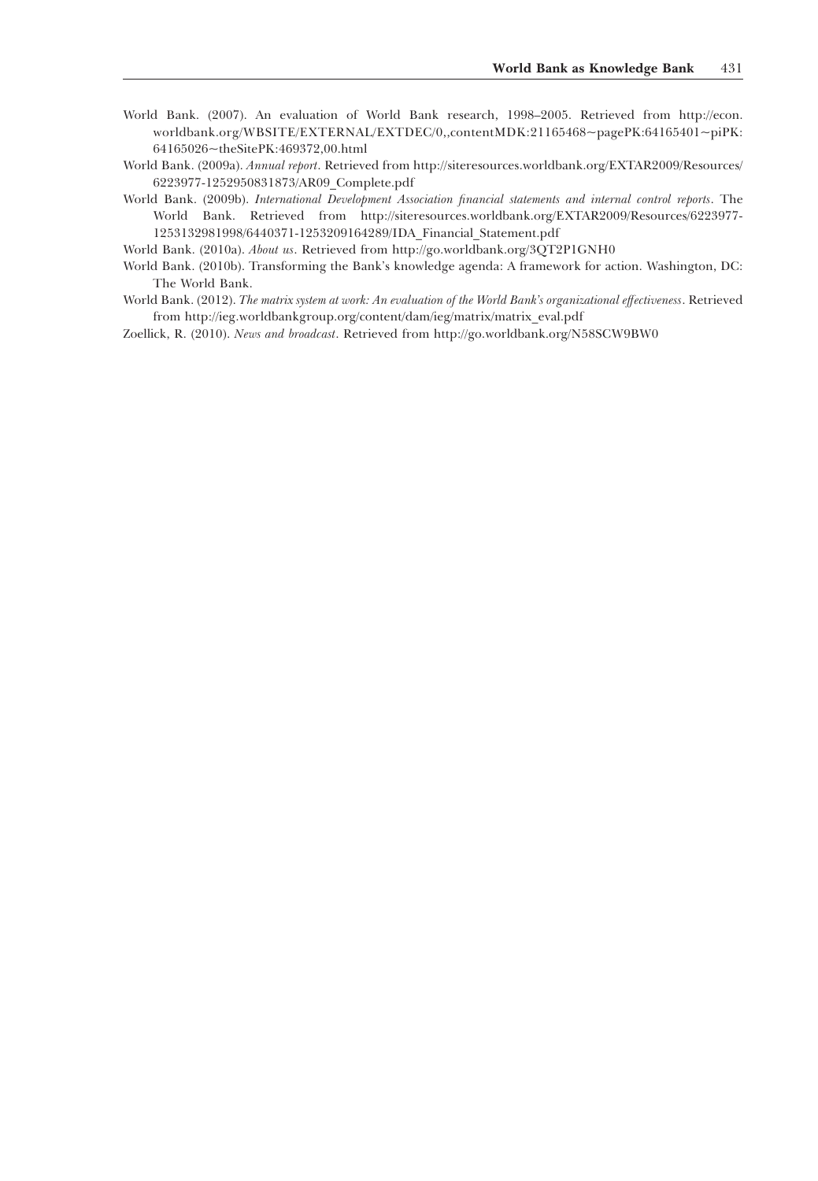World Bank. (2007). An evaluation of World Bank research, 1998–2005. Retrieved from http://econ.worldbank.org/WBSITE/EXTERNAL/EXTDEC/0,,contentMDK:21165468~pagePK:64165401~piPK:64165026~theSitePK:469372,00.html

World Bank. (2009a). *Annual report*. Retrieved from http://siteresources.worldbank.org/EXTAR2009/Resources/6223977-1252950831873/AR09_Complete.pdf

World Bank. (2009b). *International Development Association financial statements and internal control reports*. The World Bank. Retrieved from http://siteresources.worldbank.org/EXTAR2009/Resources/6223977-1253132981998/6440371-1253209164289/IDA_Financial_Statement.pdf

World Bank. (2010a). *About us*. Retrieved from http://go.worldbank.org/3QT2P1GNH0

World Bank. (2010b). Transforming the Bank's knowledge agenda: A framework for action. Washington, DC: The World Bank.

World Bank. (2012). *The matrix system at work: An evaluation of the World Bank's organizational effectiveness*. Retrieved from http://ieg.worldbankgroup.org/content/dam/ieg/matrix/matrix_eval.pdf

Zoellick, R. (2010). *News and broadcast*. Retrieved from http://go.worldbank.org/N58SCW9BW0